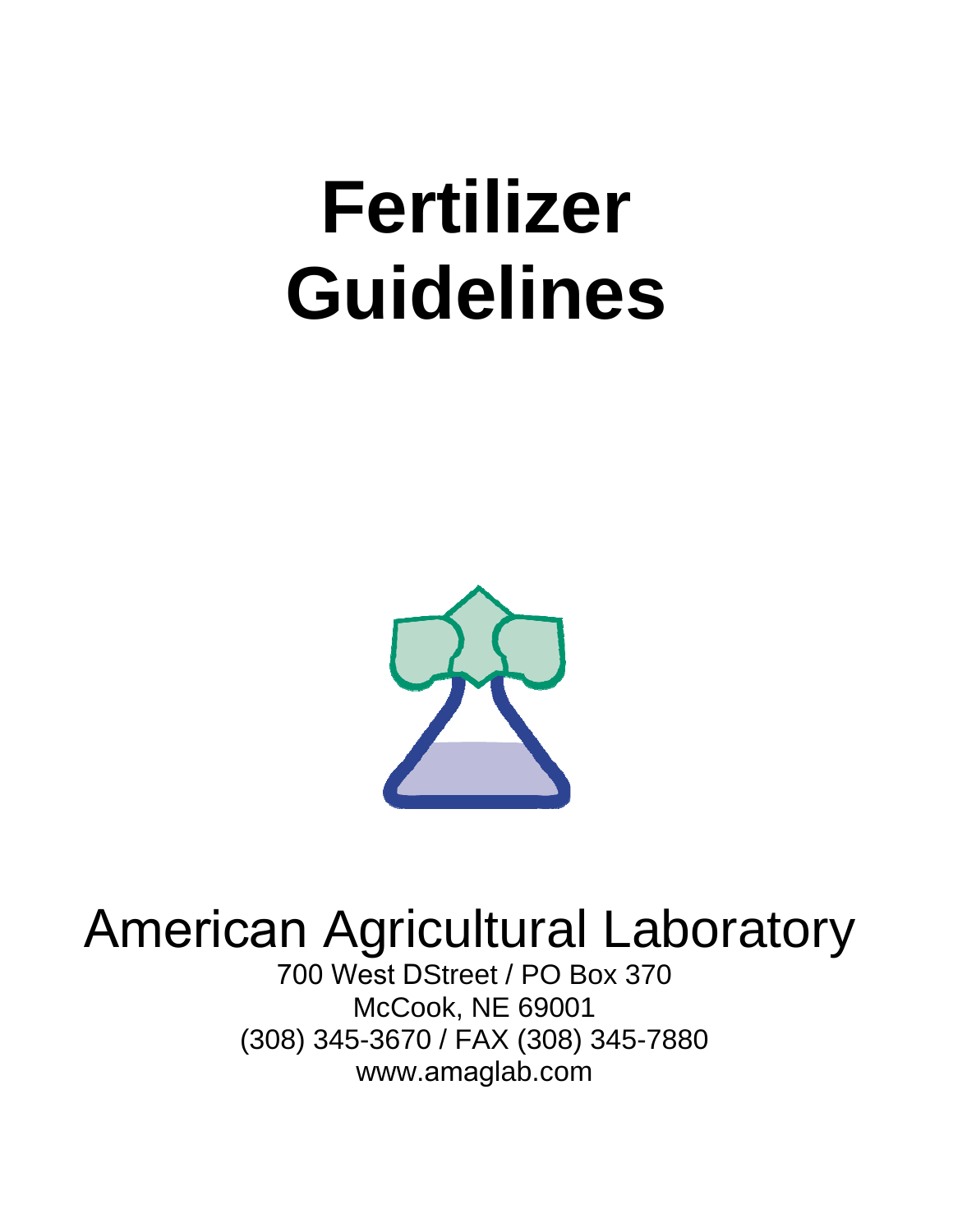# Fertilizer Guidelines

American Agricultural Laboratory

700 West DStreet / PO Box 370

McCook, NE 69001

(308) 345-3670 / FAX (308) 345-7880

www.amaglab.com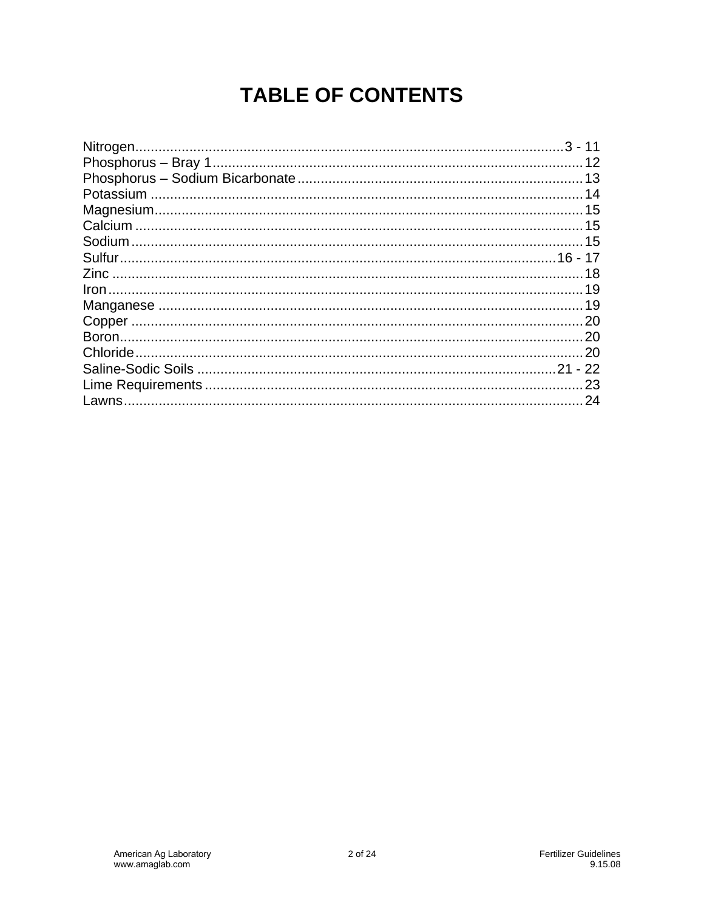# TABLE OF CONTENTS

Nitrogen.................................................................................................3 - 11
Phosphorus – Bray 1..................................................................................12
Phosphorus – Sodium Bicarbonate..............................................................13
Potassium .................................................................................................14
Magnesium.................................................................................................15
Calcium .....................................................................................................15
Sodium ......................................................................................................15
Sulfur.....................................................................................................16 - 17
Zinc ...........................................................................................................18
Iron............................................................................................................19
Manganese ................................................................................................19
Copper ......................................................................................................20
Boron.........................................................................................................20
Chloride.....................................................................................................20
Saline-Sodic Soils ...................................................................................21 - 22
Lime Requirements ....................................................................................23
Lawns........................................................................................................24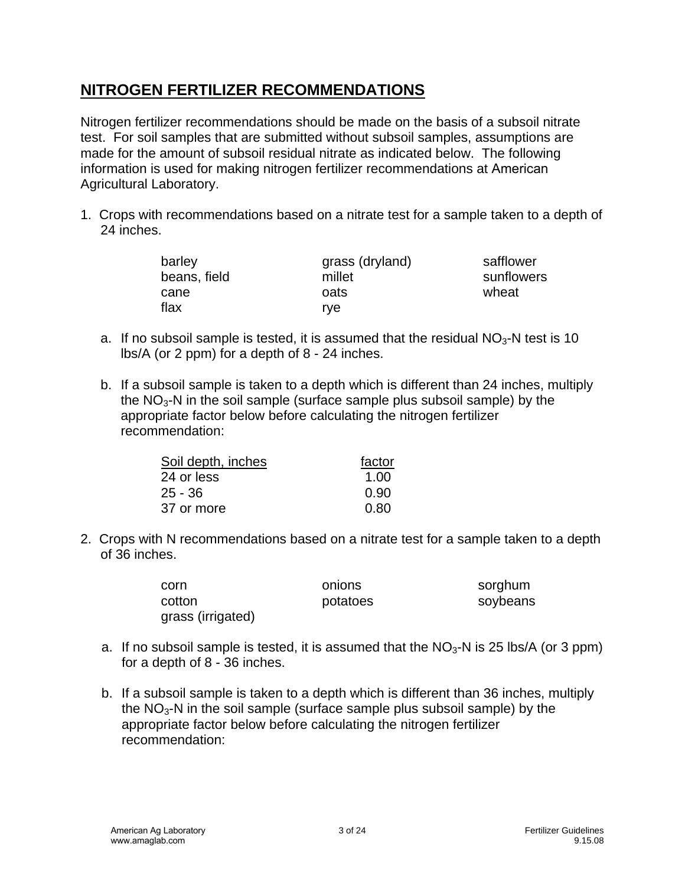## NITROGEN FERTILIZER RECOMMENDATIONS

Nitrogen fertilizer recommendations should be made on the basis of a subsoil nitrate test. For soil samples that are submitted without subsoil samples, assumptions are made for the amount of subsoil residual nitrate as indicated below. The following information is used for making nitrogen fertilizer recommendations at American Agricultural Laboratory.

1. Crops with recommendations based on a nitrate test for a sample taken to a depth of 24 inches.

| | | |
|---|---|---|
| barley | grass (dryland) | safflower |
| beans, field | millet | sunflowers |
| cane | oats | wheat |
| flax | rye | |

   a. If no subsoil sample is tested, it is assumed that the residual $NO_3$-N test is 10 lbs/A (or 2 ppm) for a depth of 8 - 24 inches.

   b. If a subsoil sample is taken to a depth which is different than 24 inches, multiply the $NO_3$-N in the soil sample (surface sample plus subsoil sample) by the appropriate factor below before calculating the nitrogen fertilizer recommendation:

| Soil depth, inches | factor |
|---|---|
| 24 or less | 1.00 |
| 25 - 36 | 0.90 |
| 37 or more | 0.80 |

2. Crops with N recommendations based on a nitrate test for a sample taken to a depth of 36 inches.

| | | |
|---|---|---|
| corn | onions | sorghum |
| cotton | potatoes | soybeans |
| grass (irrigated) | | |

   a. If no subsoil sample is tested, it is assumed that the $NO_3$-N is 25 lbs/A (or 3 ppm) for a depth of 8 - 36 inches.

   b. If a subsoil sample is taken to a depth which is different than 36 inches, multiply the $NO_3$-N in the soil sample (surface sample plus subsoil sample) by the appropriate factor below before calculating the nitrogen fertilizer recommendation: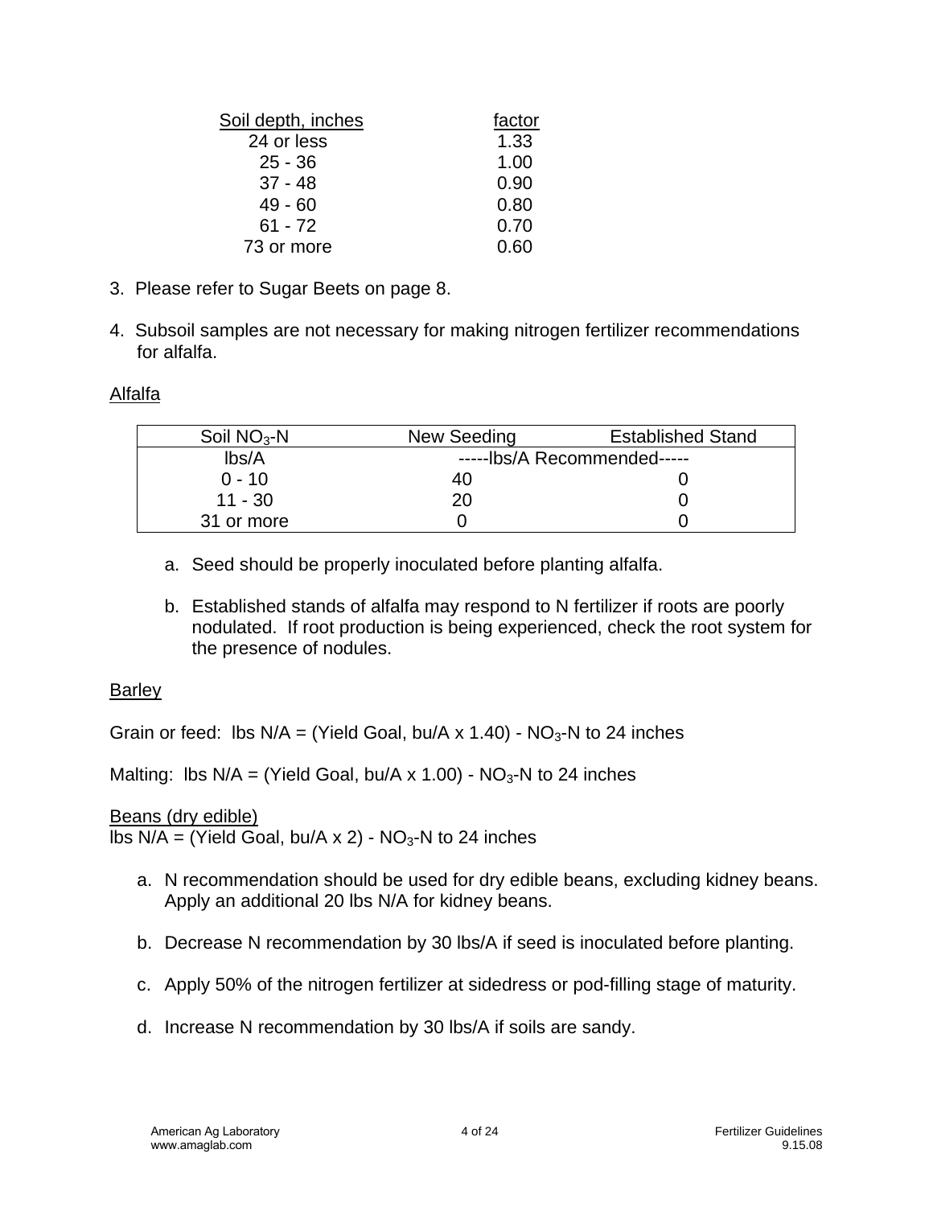| Soil depth, inches | factor |
|---|---|
| 24 or less | 1.33 |
| 25 - 36 | 1.00 |
| 37 - 48 | 0.90 |
| 49 - 60 | 0.80 |
| 61 - 72 | 0.70 |
| 73 or more | 0.60 |

3. Please refer to Sugar Beets on page 8.

4. Subsoil samples are not necessary for making nitrogen fertilizer recommendations for alfalfa.

## Alfalfa

| Soil $NO_3$-N | New Seeding | Established Stand |
|---|---|---|
| lbs/A | -----lbs/A Recommended----- | |
| 0 - 10 | 40 | 0 |
| 11 - 30 | 20 | 0 |
| 31 or more | 0 | 0 |

a. Seed should be properly inoculated before planting alfalfa.

b. Established stands of alfalfa may respond to N fertilizer if roots are poorly nodulated. If root production is being experienced, check the root system for the presence of nodules.

## Barley

Grain or feed: lbs N/A = (Yield Goal, bu/A x 1.40) - $NO_3$-N to 24 inches

Malting: lbs N/A = (Yield Goal, bu/A x 1.00) - $NO_3$-N to 24 inches

## Beans (dry edible)

lbs N/A = (Yield Goal, bu/A x 2) - $NO_3$-N to 24 inches

a. N recommendation should be used for dry edible beans, excluding kidney beans. Apply an additional 20 lbs N/A for kidney beans.

b. Decrease N recommendation by 30 lbs/A if seed is inoculated before planting.

c. Apply 50% of the nitrogen fertilizer at sidedress or pod-filling stage of maturity.

d. Increase N recommendation by 30 lbs/A if soils are sandy.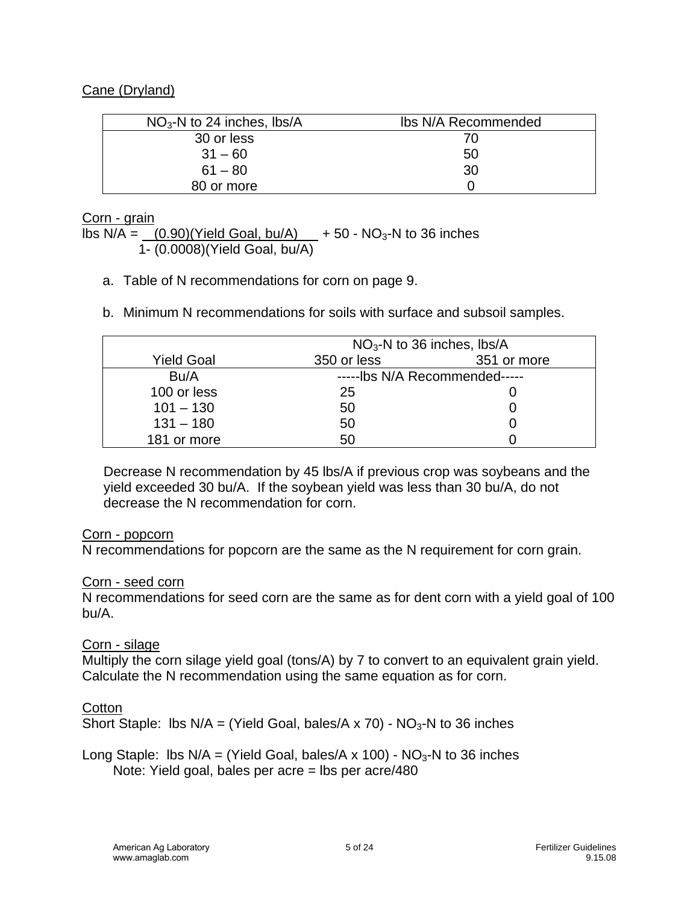Cane (Dryland)

| $NO_3$-N to 24 inches, lbs/A | lbs N/A Recommended |
|---|---|
| 30 or less | 70 |
| 31 – 60 | 50 |
| 61 – 80 | 30 |
| 80 or more | 0 |

Corn - grain

$$\text{lbs N/A} = \frac{(0.90)(\text{Yield Goal, bu/A})}{1-(0.0008)(\text{Yield Goal, bu/A})} + 50 - NO_3\text{-N to 36 inches}$$

a. Table of N recommendations for corn on page 9.

b. Minimum N recommendations for soils with surface and subsoil samples.

| | $NO_3$-N to 36 inches, lbs/A | |
|---|---|---|
| Yield Goal | 350 or less | 351 or more |
| Bu/A | -----lbs N/A Recommended----- | |
| 100 or less | 25 | 0 |
| 101 – 130 | 50 | 0 |
| 131 – 180 | 50 | 0 |
| 181 or more | 50 | 0 |

Decrease N recommendation by 45 lbs/A if previous crop was soybeans and the yield exceeded 30 bu/A. If the soybean yield was less than 30 bu/A, do not decrease the N recommendation for corn.

Corn - popcorn

N recommendations for popcorn are the same as the N requirement for corn grain.

Corn - seed corn

N recommendations for seed corn are the same as for dent corn with a yield goal of 100 bu/A.

Corn - silage

Multiply the corn silage yield goal (tons/A) by 7 to convert to an equivalent grain yield. Calculate the N recommendation using the same equation as for corn.

Cotton

Short Staple: lbs N/A = (Yield Goal, bales/A x 70) - $NO_3$-N to 36 inches

Long Staple: lbs N/A = (Yield Goal, bales/A x 100) - $NO_3$-N to 36 inches

Note: Yield goal, bales per acre = lbs per acre/480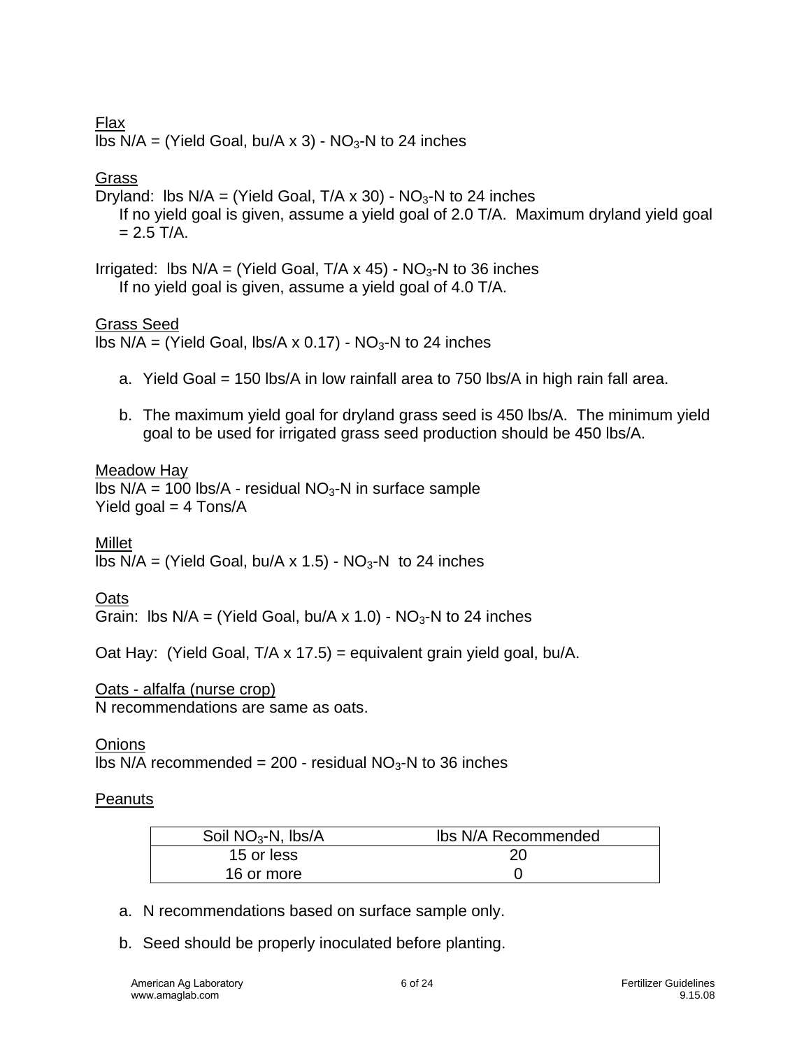<u>Flax</u>
lbs N/A = (Yield Goal, bu/A x 3) - $NO_3$-N to 24 inches

<u>Grass</u>
Dryland: lbs N/A = (Yield Goal, T/A x 30) - $NO_3$-N to 24 inches
If no yield goal is given, assume a yield goal of 2.0 T/A. Maximum dryland yield goal = 2.5 T/A.

Irrigated: lbs N/A = (Yield Goal, T/A x 45) - $NO_3$-N to 36 inches
If no yield goal is given, assume a yield goal of 4.0 T/A.

<u>Grass Seed</u>
lbs N/A = (Yield Goal, lbs/A x 0.17) - $NO_3$-N to 24 inches

a. Yield Goal = 150 lbs/A in low rainfall area to 750 lbs/A in high rain fall area.

b. The maximum yield goal for dryland grass seed is 450 lbs/A. The minimum yield goal to be used for irrigated grass seed production should be 450 lbs/A.

<u>Meadow Hay</u>
lbs N/A = 100 lbs/A - residual $NO_3$-N in surface sample
Yield goal = 4 Tons/A

<u>Millet</u>
lbs N/A = (Yield Goal, bu/A x 1.5) - $NO_3$-N to 24 inches

<u>Oats</u>
Grain: lbs N/A = (Yield Goal, bu/A x 1.0) - $NO_3$-N to 24 inches

Oat Hay: (Yield Goal, T/A x 17.5) = equivalent grain yield goal, bu/A.

<u>Oats - alfalfa (nurse crop)</u>
N recommendations are same as oats.

<u>Onions</u>
lbs N/A recommended = 200 - residual $NO_3$-N to 36 inches

<u>Peanuts</u>

| Soil $NO_3$-N, lbs/A | lbs N/A Recommended |
|---|---|
| 15 or less | 20 |
| 16 or more | 0 |

a. N recommendations based on surface sample only.

b. Seed should be properly inoculated before planting.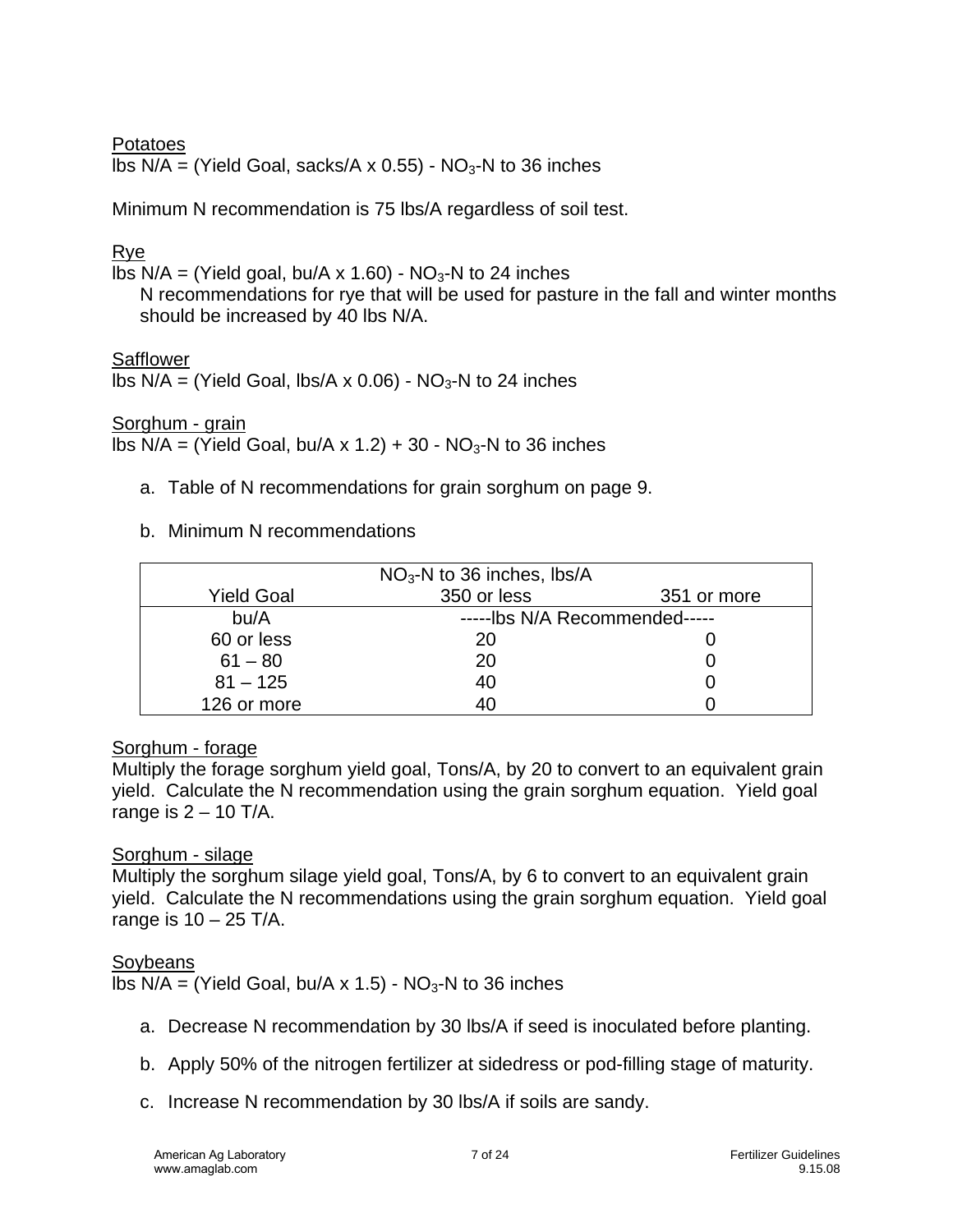Potatoes

lbs N/A = (Yield Goal, sacks/A x 0.55) - $NO_3$-N to 36 inches

Minimum N recommendation is 75 lbs/A regardless of soil test.

Rye

lbs N/A = (Yield goal, bu/A x 1.60) - $NO_3$-N to 24 inches

N recommendations for rye that will be used for pasture in the fall and winter months should be increased by 40 lbs N/A.

Safflower

lbs N/A = (Yield Goal, lbs/A x 0.06) - $NO_3$-N to 24 inches

Sorghum - grain

lbs N/A = (Yield Goal, bu/A x 1.2) + 30 - $NO_3$-N to 36 inches

a. Table of N recommendations for grain sorghum on page 9.

b. Minimum N recommendations

| | $NO_3$-N to 36 inches, lbs/A | |
|---|---|---|
| Yield Goal | 350 or less | 351 or more |
| bu/A | -----lbs N/A Recommended----- | |
| 60 or less | 20 | 0 |
| 61 – 80 | 20 | 0 |
| 81 – 125 | 40 | 0 |
| 126 or more | 40 | 0 |

Sorghum - forage

Multiply the forage sorghum yield goal, Tons/A, by 20 to convert to an equivalent grain yield. Calculate the N recommendation using the grain sorghum equation. Yield goal range is 2 – 10 T/A.

Sorghum - silage

Multiply the sorghum silage yield goal, Tons/A, by 6 to convert to an equivalent grain yield. Calculate the N recommendations using the grain sorghum equation. Yield goal range is 10 – 25 T/A.

Soybeans

lbs N/A = (Yield Goal, bu/A x 1.5) - $NO_3$-N to 36 inches

a. Decrease N recommendation by 30 lbs/A if seed is inoculated before planting.

b. Apply 50% of the nitrogen fertilizer at sidedress or pod-filling stage of maturity.

c. Increase N recommendation by 30 lbs/A if soils are sandy.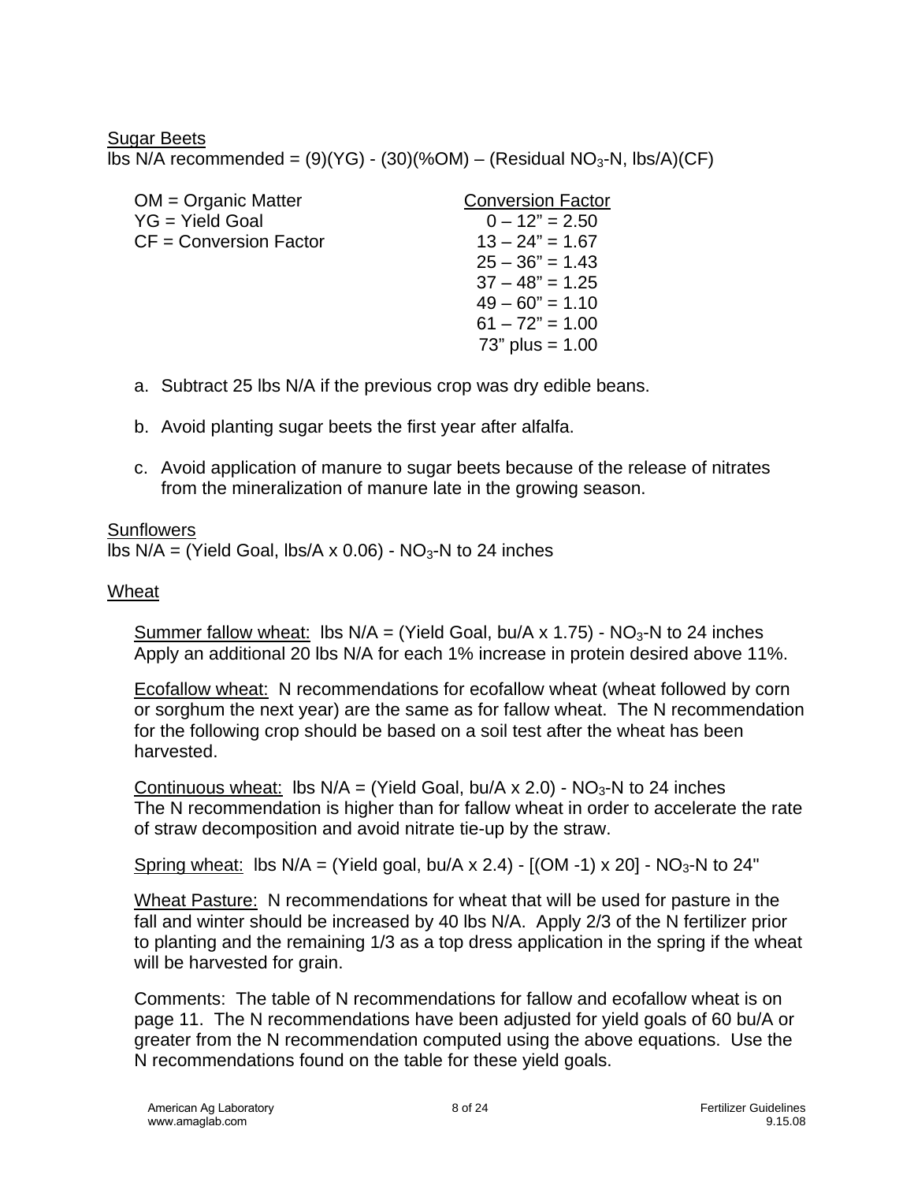## Sugar Beets

lbs N/A recommended = (9)(YG) - (30)(%OM) – (Residual $NO_3$-N, lbs/A)(CF)

| | Conversion Factor |
|---|---|
| OM = Organic Matter | 0 – 12" = 2.50 |
| YG = Yield Goal | 13 – 24" = 1.67 |
| CF = Conversion Factor | 25 – 36" = 1.43 |
| | 37 – 48" = 1.25 |
| | 49 – 60" = 1.10 |
| | 61 – 72" = 1.00 |
| | 73" plus = 1.00 |

a. Subtract 25 lbs N/A if the previous crop was dry edible beans.

b. Avoid planting sugar beets the first year after alfalfa.

c. Avoid application of manure to sugar beets because of the release of nitrates from the mineralization of manure late in the growing season.

## Sunflowers

lbs N/A = (Yield Goal, lbs/A x 0.06) - $NO_3$-N to 24 inches

## Wheat

Summer fallow wheat: lbs N/A = (Yield Goal, bu/A x 1.75) - $NO_3$-N to 24 inches
Apply an additional 20 lbs N/A for each 1% increase in protein desired above 11%.

Ecofallow wheat: N recommendations for ecofallow wheat (wheat followed by corn or sorghum the next year) are the same as for fallow wheat. The N recommendation for the following crop should be based on a soil test after the wheat has been harvested.

Continuous wheat: lbs N/A = (Yield Goal, bu/A x 2.0) - $NO_3$-N to 24 inches
The N recommendation is higher than for fallow wheat in order to accelerate the rate of straw decomposition and avoid nitrate tie-up by the straw.

Spring wheat: lbs N/A = (Yield goal, bu/A x 2.4) - [(OM -1) x 20] - $NO_3$-N to 24"

Wheat Pasture: N recommendations for wheat that will be used for pasture in the fall and winter should be increased by 40 lbs N/A. Apply 2/3 of the N fertilizer prior to planting and the remaining 1/3 as a top dress application in the spring if the wheat will be harvested for grain.

Comments: The table of N recommendations for fallow and ecofallow wheat is on page 11. The N recommendations have been adjusted for yield goals of 60 bu/A or greater from the N recommendation computed using the above equations. Use the N recommendations found on the table for these yield goals.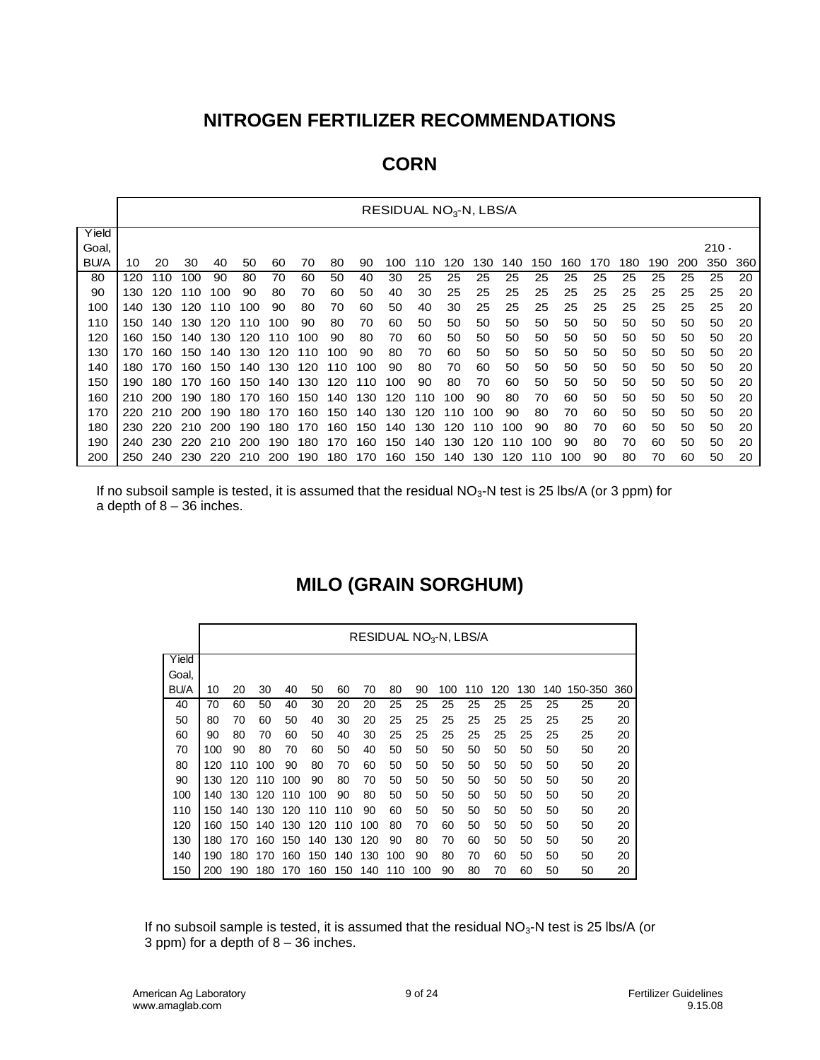# NITROGEN FERTILIZER RECOMMENDATIONS

## CORN

| Yield Goal, BU/A | RESIDUAL $NO_3$-N, LBS/A | | | | | | | | | | | | | | | | | | | | | |
|---|---|---|---|---|---|---|---|---|---|---|---|---|---|---|---|---|---|---|---|---|---|---|
| | 10 | 20 | 30 | 40 | 50 | 60 | 70 | 80 | 90 | 100 | 110 | 120 | 130 | 140 | 150 | 160 | 170 | 180 | 190 | 200 | 210 - 350 | 360 |
| 80 | 120 | 110 | 100 | 90 | 80 | 70 | 60 | 50 | 40 | 30 | 25 | 25 | 25 | 25 | 25 | 25 | 25 | 25 | 25 | 25 | 25 | 20 |
| 90 | 130 | 120 | 110 | 100 | 90 | 80 | 70 | 60 | 50 | 40 | 30 | 25 | 25 | 25 | 25 | 25 | 25 | 25 | 25 | 25 | 25 | 20 |
| 100 | 140 | 130 | 120 | 110 | 100 | 90 | 80 | 70 | 60 | 50 | 40 | 30 | 25 | 25 | 25 | 25 | 25 | 25 | 25 | 25 | 25 | 20 |
| 110 | 150 | 140 | 130 | 120 | 110 | 100 | 90 | 80 | 70 | 60 | 50 | 50 | 50 | 50 | 50 | 50 | 50 | 50 | 50 | 50 | 50 | 20 |
| 120 | 160 | 150 | 140 | 130 | 120 | 110 | 100 | 90 | 80 | 70 | 60 | 50 | 50 | 50 | 50 | 50 | 50 | 50 | 50 | 50 | 50 | 20 |
| 130 | 170 | 160 | 150 | 140 | 130 | 120 | 110 | 100 | 90 | 80 | 70 | 60 | 50 | 50 | 50 | 50 | 50 | 50 | 50 | 50 | 50 | 20 |
| 140 | 180 | 170 | 160 | 150 | 140 | 130 | 120 | 110 | 100 | 90 | 80 | 70 | 60 | 50 | 50 | 50 | 50 | 50 | 50 | 50 | 50 | 20 |
| 150 | 190 | 180 | 170 | 160 | 150 | 140 | 130 | 120 | 110 | 100 | 90 | 80 | 70 | 60 | 50 | 50 | 50 | 50 | 50 | 50 | 50 | 20 |
| 160 | 210 | 200 | 190 | 180 | 170 | 160 | 150 | 140 | 130 | 120 | 110 | 100 | 90 | 80 | 70 | 60 | 50 | 50 | 50 | 50 | 50 | 20 |
| 170 | 220 | 210 | 200 | 190 | 180 | 170 | 160 | 150 | 140 | 130 | 120 | 110 | 100 | 90 | 80 | 70 | 60 | 50 | 50 | 50 | 50 | 20 |
| 180 | 230 | 220 | 210 | 200 | 190 | 180 | 170 | 160 | 150 | 140 | 130 | 120 | 110 | 100 | 90 | 80 | 70 | 60 | 50 | 50 | 50 | 20 |
| 190 | 240 | 230 | 220 | 210 | 200 | 190 | 180 | 170 | 160 | 150 | 140 | 130 | 120 | 110 | 100 | 90 | 80 | 70 | 60 | 50 | 50 | 20 |
| 200 | 250 | 240 | 230 | 220 | 210 | 200 | 190 | 180 | 170 | 160 | 150 | 140 | 130 | 120 | 110 | 100 | 90 | 80 | 70 | 60 | 50 | 20 |

If no subsoil sample is tested, it is assumed that the residual $NO_3$-N test is 25 lbs/A (or 3 ppm) for a depth of 8 – 36 inches.

## MILO (GRAIN SORGHUM)

| Yield Goal, BU/A | RESIDUAL $NO_3$-N, LBS/A | | | | | | | | | | | | | | | |
|---|---|---|---|---|---|---|---|---|---|---|---|---|---|---|---|---|
| | 10 | 20 | 30 | 40 | 50 | 60 | 70 | 80 | 90 | 100 | 110 | 120 | 130 | 140 | 150-350 | 360 |
| 40 | 70 | 60 | 50 | 40 | 30 | 20 | 20 | 25 | 25 | 25 | 25 | 25 | 25 | 25 | 25 | 20 |
| 50 | 80 | 70 | 60 | 50 | 40 | 30 | 20 | 25 | 25 | 25 | 25 | 25 | 25 | 25 | 25 | 20 |
| 60 | 90 | 80 | 70 | 60 | 50 | 40 | 30 | 25 | 25 | 25 | 25 | 25 | 25 | 25 | 25 | 20 |
| 70 | 100 | 90 | 80 | 70 | 60 | 50 | 40 | 50 | 50 | 50 | 50 | 50 | 50 | 50 | 50 | 20 |
| 80 | 120 | 110 | 100 | 90 | 80 | 70 | 60 | 50 | 50 | 50 | 50 | 50 | 50 | 50 | 50 | 20 |
| 90 | 130 | 120 | 110 | 100 | 90 | 80 | 70 | 50 | 50 | 50 | 50 | 50 | 50 | 50 | 50 | 20 |
| 100 | 140 | 130 | 120 | 110 | 100 | 90 | 80 | 50 | 50 | 50 | 50 | 50 | 50 | 50 | 50 | 20 |
| 110 | 150 | 140 | 130 | 120 | 110 | 110 | 90 | 60 | 50 | 50 | 50 | 50 | 50 | 50 | 50 | 20 |
| 120 | 160 | 150 | 140 | 130 | 120 | 110 | 100 | 80 | 70 | 60 | 50 | 50 | 50 | 50 | 50 | 20 |
| 130 | 180 | 170 | 160 | 150 | 140 | 130 | 120 | 90 | 80 | 70 | 60 | 50 | 50 | 50 | 50 | 20 |
| 140 | 190 | 180 | 170 | 160 | 150 | 140 | 130 | 100 | 90 | 80 | 70 | 60 | 50 | 50 | 50 | 20 |
| 150 | 200 | 190 | 180 | 170 | 160 | 150 | 140 | 110 | 100 | 90 | 80 | 70 | 60 | 50 | 50 | 20 |

If no subsoil sample is tested, it is assumed that the residual $NO_3$-N test is 25 lbs/A (or 3 ppm) for a depth of 8 – 36 inches.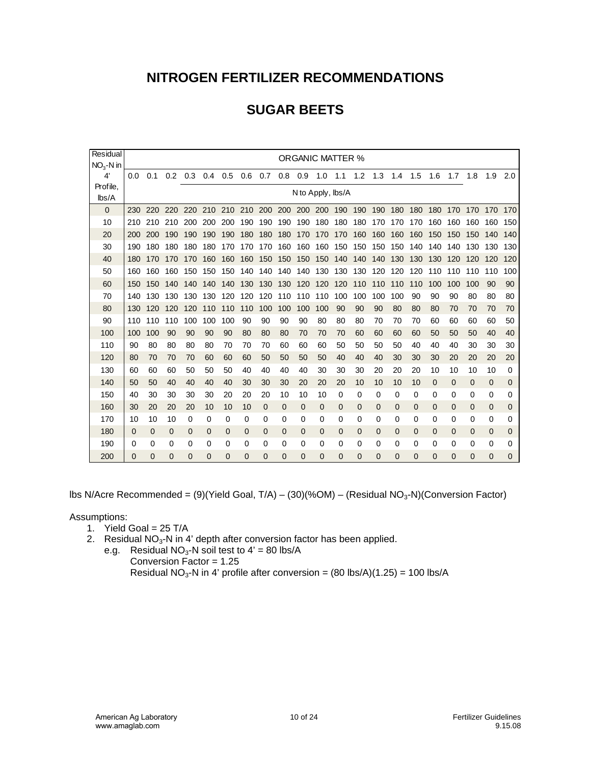# NITROGEN FERTILIZER RECOMMENDATIONS

## SUGAR BEETS

| Residual $NO_3$-N in 4' Profile, lbs/A | ORGANIC MATTER % | | | | | | | | | | | | | | | | | | | | |
|---|---|---|---|---|---|---|---|---|---|---|---|---|---|---|---|---|---|---|---|---|---|
| | 0.0 | 0.1 | 0.2 | 0.3 | 0.4 | 0.5 | 0.6 | 0.7 | 0.8 | 0.9 | 1.0 | 1.1 | 1.2 | 1.3 | 1.4 | 1.5 | 1.6 | 1.7 | 1.8 | 1.9 | 2.0 |
| | N to Apply, lbs/A | | | | | | | | | | | | | | | | | | | | |
| 0 | 230 | 220 | 220 | 220 | 210 | 210 | 210 | 200 | 200 | 200 | 200 | 190 | 190 | 190 | 180 | 180 | 180 | 170 | 170 | 170 | 170 |
| 10 | 210 | 210 | 210 | 200 | 200 | 200 | 190 | 190 | 190 | 190 | 180 | 180 | 180 | 170 | 170 | 170 | 160 | 160 | 160 | 160 | 150 |
| 20 | 200 | 200 | 190 | 190 | 190 | 190 | 180 | 180 | 180 | 170 | 170 | 170 | 160 | 160 | 160 | 160 | 150 | 150 | 150 | 140 | 140 |
| 30 | 190 | 180 | 180 | 180 | 180 | 170 | 170 | 170 | 160 | 160 | 160 | 150 | 150 | 150 | 150 | 140 | 140 | 140 | 130 | 130 | 130 |
| 40 | 180 | 170 | 170 | 170 | 160 | 160 | 160 | 150 | 150 | 150 | 150 | 140 | 140 | 140 | 130 | 130 | 130 | 120 | 120 | 120 | 120 |
| 50 | 160 | 160 | 160 | 150 | 150 | 150 | 140 | 140 | 140 | 140 | 130 | 130 | 130 | 120 | 120 | 120 | 110 | 110 | 110 | 110 | 100 |
| 60 | 150 | 150 | 140 | 140 | 140 | 140 | 130 | 130 | 130 | 120 | 120 | 120 | 110 | 110 | 110 | 110 | 100 | 100 | 100 | 90 | 90 |
| 70 | 140 | 130 | 130 | 130 | 130 | 120 | 120 | 120 | 110 | 110 | 110 | 100 | 100 | 100 | 100 | 90 | 90 | 90 | 80 | 80 | 80 |
| 80 | 130 | 120 | 120 | 120 | 110 | 110 | 110 | 100 | 100 | 100 | 100 | 90 | 90 | 90 | 80 | 80 | 80 | 70 | 70 | 70 | 70 |
| 90 | 110 | 110 | 110 | 100 | 100 | 100 | 90 | 90 | 90 | 90 | 80 | 80 | 80 | 70 | 70 | 70 | 60 | 60 | 60 | 60 | 50 |
| 100 | 100 | 100 | 90 | 90 | 90 | 90 | 80 | 80 | 80 | 70 | 70 | 70 | 60 | 60 | 60 | 60 | 50 | 50 | 50 | 40 | 40 |
| 110 | 90 | 80 | 80 | 80 | 80 | 70 | 70 | 70 | 60 | 60 | 60 | 50 | 50 | 50 | 50 | 40 | 40 | 40 | 30 | 30 | 30 |
| 120 | 80 | 70 | 70 | 70 | 60 | 60 | 60 | 50 | 50 | 50 | 50 | 40 | 40 | 40 | 30 | 30 | 30 | 20 | 20 | 20 | 20 |
| 130 | 60 | 60 | 60 | 50 | 50 | 50 | 40 | 40 | 40 | 40 | 30 | 30 | 30 | 20 | 20 | 20 | 10 | 10 | 10 | 10 | 0 |
| 140 | 50 | 50 | 40 | 40 | 40 | 40 | 30 | 30 | 30 | 20 | 20 | 20 | 10 | 10 | 10 | 10 | 0 | 0 | 0 | 0 | 0 |
| 150 | 40 | 30 | 30 | 30 | 30 | 20 | 20 | 20 | 10 | 10 | 10 | 0 | 0 | 0 | 0 | 0 | 0 | 0 | 0 | 0 | 0 |
| 160 | 30 | 20 | 20 | 20 | 10 | 10 | 10 | 0 | 0 | 0 | 0 | 0 | 0 | 0 | 0 | 0 | 0 | 0 | 0 | 0 | 0 |
| 170 | 10 | 10 | 10 | 0 | 0 | 0 | 0 | 0 | 0 | 0 | 0 | 0 | 0 | 0 | 0 | 0 | 0 | 0 | 0 | 0 | 0 |
| 180 | 0 | 0 | 0 | 0 | 0 | 0 | 0 | 0 | 0 | 0 | 0 | 0 | 0 | 0 | 0 | 0 | 0 | 0 | 0 | 0 | 0 |
| 190 | 0 | 0 | 0 | 0 | 0 | 0 | 0 | 0 | 0 | 0 | 0 | 0 | 0 | 0 | 0 | 0 | 0 | 0 | 0 | 0 | 0 |
| 200 | 0 | 0 | 0 | 0 | 0 | 0 | 0 | 0 | 0 | 0 | 0 | 0 | 0 | 0 | 0 | 0 | 0 | 0 | 0 | 0 | 0 |

lbs N/Acre Recommended = (9)(Yield Goal, T/A) – (30)(%OM) – (Residual $NO_3$-N)(Conversion Factor)

Assumptions:

1. Yield Goal = 25 T/A
2. Residual $NO_3$-N in 4' depth after conversion factor has been applied.
   e.g. Residual $NO_3$-N soil test to 4' = 80 lbs/A
   Conversion Factor = 1.25
   Residual $NO_3$-N in 4' profile after conversion = (80 lbs/A)(1.25) = 100 lbs/A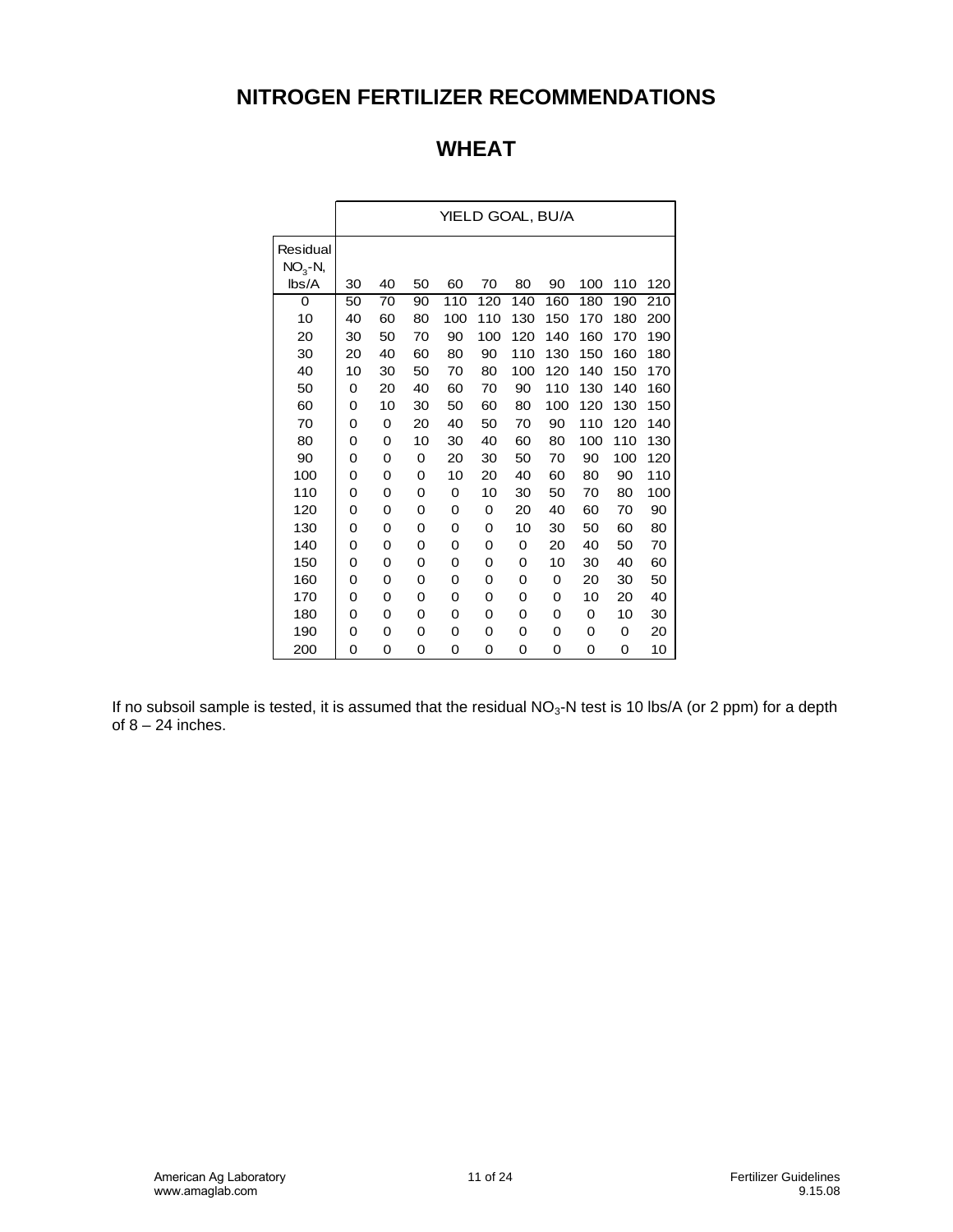# NITROGEN FERTILIZER RECOMMENDATIONS

## WHEAT

| | YIELD GOAL, BU/A | | | | | | | | | |
|---|---|---|---|---|---|---|---|---|---|---|
| Residual $NO_3$-N, lbs/A | 30 | 40 | 50 | 60 | 70 | 80 | 90 | 100 | 110 | 120 |
| 0 | 50 | 70 | 90 | 110 | 120 | 140 | 160 | 180 | 190 | 210 |
| 10 | 40 | 60 | 80 | 100 | 110 | 130 | 150 | 170 | 180 | 200 |
| 20 | 30 | 50 | 70 | 90 | 100 | 120 | 140 | 160 | 170 | 190 |
| 30 | 20 | 40 | 60 | 80 | 90 | 110 | 130 | 150 | 160 | 180 |
| 40 | 10 | 30 | 50 | 70 | 80 | 100 | 120 | 140 | 150 | 170 |
| 50 | 0 | 20 | 40 | 60 | 70 | 90 | 110 | 130 | 140 | 160 |
| 60 | 0 | 10 | 30 | 50 | 60 | 80 | 100 | 120 | 130 | 150 |
| 70 | 0 | 0 | 20 | 40 | 50 | 70 | 90 | 110 | 120 | 140 |
| 80 | 0 | 0 | 10 | 30 | 40 | 60 | 80 | 100 | 110 | 130 |
| 90 | 0 | 0 | 0 | 20 | 30 | 50 | 70 | 90 | 100 | 120 |
| 100 | 0 | 0 | 0 | 10 | 20 | 40 | 60 | 80 | 90 | 110 |
| 110 | 0 | 0 | 0 | 0 | 10 | 30 | 50 | 70 | 80 | 100 |
| 120 | 0 | 0 | 0 | 0 | 0 | 20 | 40 | 60 | 70 | 90 |
| 130 | 0 | 0 | 0 | 0 | 0 | 10 | 30 | 50 | 60 | 80 |
| 140 | 0 | 0 | 0 | 0 | 0 | 0 | 20 | 40 | 50 | 70 |
| 150 | 0 | 0 | 0 | 0 | 0 | 0 | 10 | 30 | 40 | 60 |
| 160 | 0 | 0 | 0 | 0 | 0 | 0 | 0 | 20 | 30 | 50 |
| 170 | 0 | 0 | 0 | 0 | 0 | 0 | 0 | 10 | 20 | 40 |
| 180 | 0 | 0 | 0 | 0 | 0 | 0 | 0 | 0 | 10 | 30 |
| 190 | 0 | 0 | 0 | 0 | 0 | 0 | 0 | 0 | 0 | 20 |
| 200 | 0 | 0 | 0 | 0 | 0 | 0 | 0 | 0 | 0 | 10 |

If no subsoil sample is tested, it is assumed that the residual $NO_3$-N test is 10 lbs/A (or 2 ppm) for a depth of 8 – 24 inches.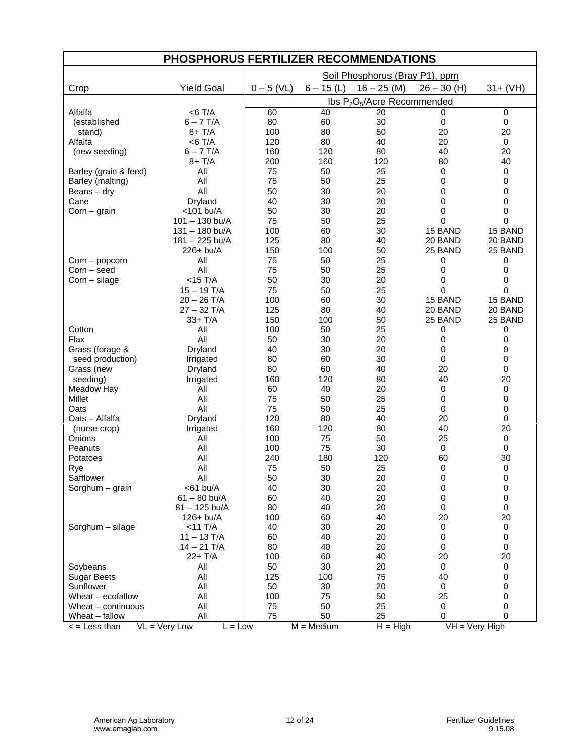# PHOSPHORUS FERTILIZER RECOMMENDATIONS

| Crop | Yield Goal | Soil Phosphorus (Bray P1), ppm | | | | |
|---|---|---|---|---|---|---|
| | | 0 – 5 (VL) | 6 – 15 (L) | 16 – 25 (M) | 26 – 30 (H) | 31+ (VH) |
| | | lbs $P_2O_5$/Acre Recommended | | | | |
| Alfalfa | <6 T/A | 60 | 40 | 20 | 0 | 0 |
| (established | 6 – 7 T/A | 80 | 60 | 30 | 0 | 0 |
| stand) | 8+ T/A | 100 | 80 | 50 | 20 | 20 |
| Alfalfa | <6 T/A | 120 | 80 | 40 | 20 | 0 |
| (new seeding) | 6 – 7 T/A | 160 | 120 | 80 | 40 | 20 |
| | 8+ T/A | 200 | 160 | 120 | 80 | 40 |
| Barley (grain & feed) | All | 75 | 50 | 25 | 0 | 0 |
| Barley (malting) | All | 75 | 50 | 25 | 0 | 0 |
| Beans – dry | All | 50 | 30 | 20 | 0 | 0 |
| Cane | Dryland | 40 | 30 | 20 | 0 | 0 |
| Corn – grain | <101 bu/A | 50 | 30 | 20 | 0 | 0 |
| | 101 – 130 bu/A | 75 | 50 | 25 | 0 | 0 |
| | 131 – 180 bu/A | 100 | 60 | 30 | 15 BAND | 15 BAND |
| | 181 – 225 bu/A | 125 | 80 | 40 | 20 BAND | 20 BAND |
| | 226+ bu/A | 150 | 100 | 50 | 25 BAND | 25 BAND |
| Corn – popcorn | All | 75 | 50 | 25 | 0 | 0 |
| Corn – seed | All | 75 | 50 | 25 | 0 | 0 |
| Corn – silage | <15 T/A | 50 | 30 | 20 | 0 | 0 |
| | 15 – 19 T/A | 75 | 50 | 25 | 0 | 0 |
| | 20 – 26 T/A | 100 | 60 | 30 | 15 BAND | 15 BAND |
| | 27 – 32 T/A | 125 | 80 | 40 | 20 BAND | 20 BAND |
| | 33+ T/A | 150 | 100 | 50 | 25 BAND | 25 BAND |
| Cotton | All | 100 | 50 | 25 | 0 | 0 |
| Flax | All | 50 | 30 | 20 | 0 | 0 |
| Grass (forage & | Dryland | 40 | 30 | 20 | 0 | 0 |
| seed production) | Irrigated | 80 | 60 | 30 | 0 | 0 |
| Grass (new | Dryland | 80 | 60 | 40 | 20 | 0 |
| seeding) | Irrigated | 160 | 120 | 80 | 40 | 20 |
| Meadow Hay | All | 60 | 40 | 20 | 0 | 0 |
| Millet | All | 75 | 50 | 25 | 0 | 0 |
| Oats | All | 75 | 50 | 25 | 0 | 0 |
| Oats – Alfalfa | Dryland | 120 | 80 | 40 | 20 | 0 |
| (nurse crop) | Irrigated | 160 | 120 | 80 | 40 | 20 |
| Onions | All | 100 | 75 | 50 | 25 | 0 |
| Peanuts | All | 100 | 75 | 30 | 0 | 0 |
| Potatoes | All | 240 | 180 | 120 | 60 | 30 |
| Rye | All | 75 | 50 | 25 | 0 | 0 |
| Safflower | All | 50 | 30 | 20 | 0 | 0 |
| Sorghum – grain | <61 bu/A | 40 | 30 | 20 | 0 | 0 |
| | 61 – 80 bu/A | 60 | 40 | 20 | 0 | 0 |
| | 81 – 125 bu/A | 80 | 40 | 20 | 0 | 0 |
| | 126+ bu/A | 100 | 60 | 40 | 20 | 20 |
| Sorghum – silage | <11 T/A | 40 | 30 | 20 | 0 | 0 |
| | 11 – 13 T/A | 60 | 40 | 20 | 0 | 0 |
| | 14 – 21 T/A | 80 | 40 | 20 | 0 | 0 |
| | 22+ T/A | 100 | 60 | 40 | 20 | 20 |
| Soybeans | All | 50 | 30 | 20 | 0 | 0 |
| Sugar Beets | All | 125 | 100 | 75 | 40 | 0 |
| Sunflower | All | 50 | 30 | 20 | 0 | 0 |
| Wheat – ecofallow | All | 100 | 75 | 50 | 25 | 0 |
| Wheat – continuous | All | 75 | 50 | 25 | 0 | 0 |
| Wheat – fallow | All | 75 | 50 | 25 | 0 | 0 |

< = Less than  VL = Very Low  L = Low  M = Medium  H = High  VH = Very High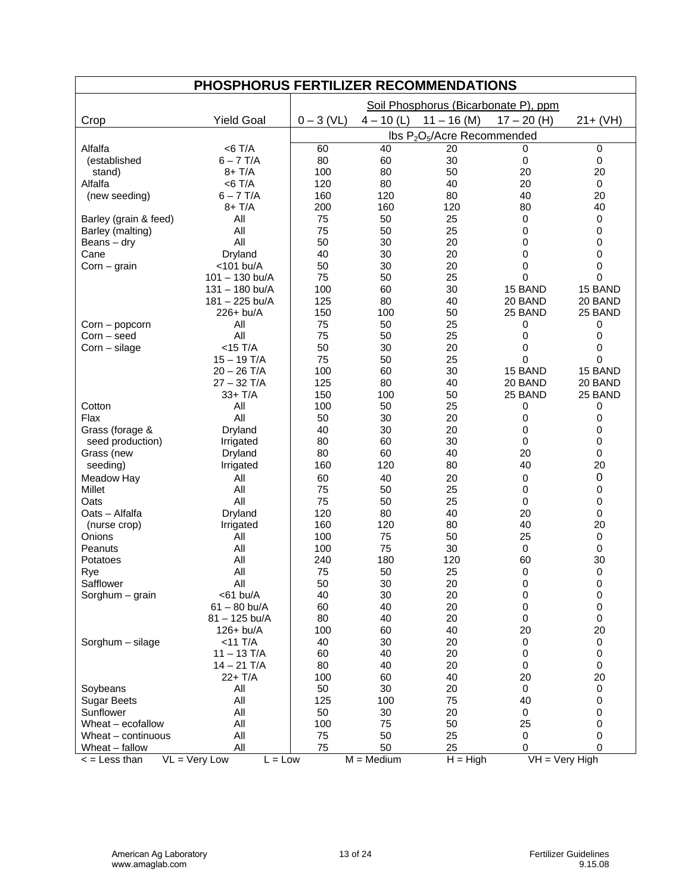# PHOSPHORUS FERTILIZER RECOMMENDATIONS

| Crop | Yield Goal | Soil Phosphorus (Bicarbonate P), ppm | | | | |
|---|---|---|---|---|---|---|
| | | 0 – 3 (VL) | 4 – 10 (L) | 11 – 16 (M) | 17 – 20 (H) | 21+ (VH) |
| | | lbs $P_2O_5$/Acre Recommended | | | | |
| Alfalfa | <6 T/A | 60 | 40 | 20 | 0 | 0 |
| (established | 6 – 7 T/A | 80 | 60 | 30 | 0 | 0 |
| stand) | 8+ T/A | 100 | 80 | 50 | 20 | 20 |
| Alfalfa | <6 T/A | 120 | 80 | 40 | 20 | 0 |
| (new seeding) | 6 – 7 T/A | 160 | 120 | 80 | 40 | 20 |
| | 8+ T/A | 200 | 160 | 120 | 80 | 40 |
| Barley (grain & feed) | All | 75 | 50 | 25 | 0 | 0 |
| Barley (malting) | All | 75 | 50 | 25 | 0 | 0 |
| Beans – dry | All | 50 | 30 | 20 | 0 | 0 |
| Cane | Dryland | 40 | 30 | 20 | 0 | 0 |
| Corn – grain | <101 bu/A | 50 | 30 | 20 | 0 | 0 |
| | 101 – 130 bu/A | 75 | 50 | 25 | 0 | 0 |
| | 131 – 180 bu/A | 100 | 60 | 30 | 15 BAND | 15 BAND |
| | 181 – 225 bu/A | 125 | 80 | 40 | 20 BAND | 20 BAND |
| | 226+ bu/A | 150 | 100 | 50 | 25 BAND | 25 BAND |
| Corn – popcorn | All | 75 | 50 | 25 | 0 | 0 |
| Corn – seed | All | 75 | 50 | 25 | 0 | 0 |
| Corn – silage | <15 T/A | 50 | 30 | 20 | 0 | 0 |
| | 15 – 19 T/A | 75 | 50 | 25 | 0 | 0 |
| | 20 – 26 T/A | 100 | 60 | 30 | 15 BAND | 15 BAND |
| | 27 – 32 T/A | 125 | 80 | 40 | 20 BAND | 20 BAND |
| | 33+ T/A | 150 | 100 | 50 | 25 BAND | 25 BAND |
| Cotton | All | 100 | 50 | 25 | 0 | 0 |
| Flax | All | 50 | 30 | 20 | 0 | 0 |
| Grass (forage & | Dryland | 40 | 30 | 20 | 0 | 0 |
| seed production) | Irrigated | 80 | 60 | 30 | 0 | 0 |
| Grass (new | Dryland | 80 | 60 | 40 | 20 | 0 |
| seeding) | Irrigated | 160 | 120 | 80 | 40 | 20 |
| Meadow Hay | All | 60 | 40 | 20 | 0 | 0 |
| Millet | All | 75 | 50 | 25 | 0 | 0 |
| Oats | All | 75 | 50 | 25 | 0 | 0 |
| Oats – Alfalfa | Dryland | 120 | 80 | 40 | 20 | 0 |
| (nurse crop) | Irrigated | 160 | 120 | 80 | 40 | 20 |
| Onions | All | 100 | 75 | 50 | 25 | 0 |
| Peanuts | All | 100 | 75 | 30 | 0 | 0 |
| Potatoes | All | 240 | 180 | 120 | 60 | 30 |
| Rye | All | 75 | 50 | 25 | 0 | 0 |
| Safflower | All | 50 | 30 | 20 | 0 | 0 |
| Sorghum – grain | <61 bu/A | 40 | 30 | 20 | 0 | 0 |
| | 61 – 80 bu/A | 60 | 40 | 20 | 0 | 0 |
| | 81 – 125 bu/A | 80 | 40 | 20 | 0 | 0 |
| | 126+ bu/A | 100 | 60 | 40 | 20 | 20 |
| Sorghum – silage | <11 T/A | 40 | 30 | 20 | 0 | 0 |
| | 11 – 13 T/A | 60 | 40 | 20 | 0 | 0 |
| | 14 – 21 T/A | 80 | 40 | 20 | 0 | 0 |
| | 22+ T/A | 100 | 60 | 40 | 20 | 20 |
| Soybeans | All | 50 | 30 | 20 | 0 | 0 |
| Sugar Beets | All | 125 | 100 | 75 | 40 | 0 |
| Sunflower | All | 50 | 30 | 20 | 0 | 0 |
| Wheat – ecofallow | All | 100 | 75 | 50 | 25 | 0 |
| Wheat – continuous | All | 75 | 50 | 25 | 0 | 0 |
| Wheat – fallow | All | 75 | 50 | 25 | 0 | 0 |

< = Less than  VL = Very Low  L = Low  M = Medium  H = High  VH = Very High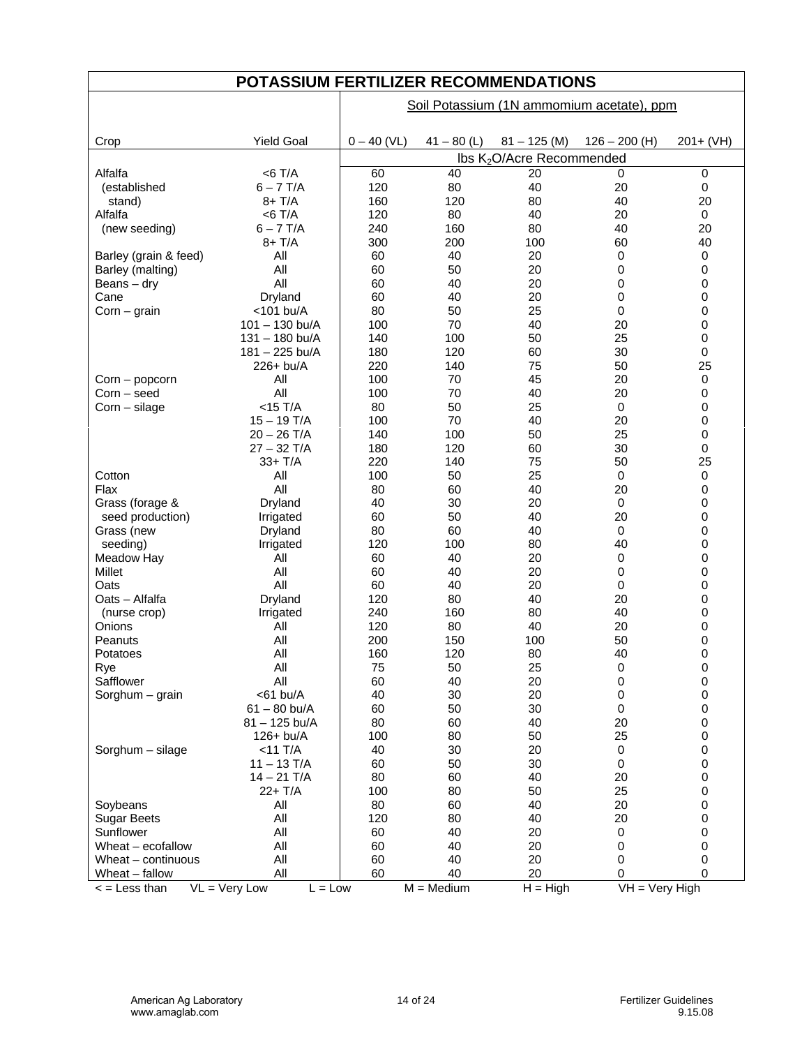# POTASSIUM FERTILIZER RECOMMENDATIONS

| Crop | Yield Goal | Soil Potassium (1N ammonium acetate), ppm | | | | |
|---|---|---|---|---|---|---|
| | | 0 – 40 (VL) | 41 – 80 (L) | 81 – 125 (M) | 126 – 200 (H) | 201+ (VH) |
| | | lbs $K_2O$/Acre Recommended | | | | |
| Alfalfa | <6 T/A | 60 | 40 | 20 | 0 | 0 |
| (established | 6 – 7 T/A | 120 | 80 | 40 | 20 | 0 |
| stand) | 8+ T/A | 160 | 120 | 80 | 40 | 20 |
| Alfalfa | <6 T/A | 120 | 80 | 40 | 20 | 0 |
| (new seeding) | 6 – 7 T/A | 240 | 160 | 80 | 40 | 20 |
| | 8+ T/A | 300 | 200 | 100 | 60 | 40 |
| Barley (grain & feed) | All | 60 | 40 | 20 | 0 | 0 |
| Barley (malting) | All | 60 | 50 | 20 | 0 | 0 |
| Beans – dry | All | 60 | 40 | 20 | 0 | 0 |
| Cane | Dryland | 60 | 40 | 20 | 0 | 0 |
| Corn – grain | <101 bu/A | 80 | 50 | 25 | 0 | 0 |
| | 101 – 130 bu/A | 100 | 70 | 40 | 20 | 0 |
| | 131 – 180 bu/A | 140 | 100 | 50 | 25 | 0 |
| | 181 – 225 bu/A | 180 | 120 | 60 | 30 | 0 |
| | 226+ bu/A | 220 | 140 | 75 | 50 | 25 |
| Corn – popcorn | All | 100 | 70 | 45 | 20 | 0 |
| Corn – seed | All | 100 | 70 | 40 | 20 | 0 |
| Corn – silage | <15 T/A | 80 | 50 | 25 | 0 | 0 |
| | 15 – 19 T/A | 100 | 70 | 40 | 20 | 0 |
| | 20 – 26 T/A | 140 | 100 | 50 | 25 | 0 |
| | 27 – 32 T/A | 180 | 120 | 60 | 30 | 0 |
| | 33+ T/A | 220 | 140 | 75 | 50 | 25 |
| Cotton | All | 100 | 50 | 25 | 0 | 0 |
| Flax | All | 80 | 60 | 40 | 20 | 0 |
| Grass (forage & | Dryland | 40 | 30 | 20 | 0 | 0 |
| seed production) | Irrigated | 60 | 50 | 40 | 20 | 0 |
| Grass (new | Dryland | 80 | 60 | 40 | 0 | 0 |
| seeding) | Irrigated | 120 | 100 | 80 | 40 | 0 |
| Meadow Hay | All | 60 | 40 | 20 | 0 | 0 |
| Millet | All | 60 | 40 | 20 | 0 | 0 |
| Oats | All | 60 | 40 | 20 | 0 | 0 |
| Oats – Alfalfa | Dryland | 120 | 80 | 40 | 20 | 0 |
| (nurse crop) | Irrigated | 240 | 160 | 80 | 40 | 0 |
| Onions | All | 120 | 80 | 40 | 20 | 0 |
| Peanuts | All | 200 | 150 | 100 | 50 | 0 |
| Potatoes | All | 160 | 120 | 80 | 40 | 0 |
| Rye | All | 75 | 50 | 25 | 0 | 0 |
| Safflower | All | 60 | 40 | 20 | 0 | 0 |
| Sorghum – grain | <61 bu/A | 40 | 30 | 20 | 0 | 0 |
| | 61 – 80 bu/A | 60 | 50 | 30 | 0 | 0 |
| | 81 – 125 bu/A | 80 | 60 | 40 | 20 | 0 |
| | 126+ bu/A | 100 | 80 | 50 | 25 | 0 |
| Sorghum – silage | <11 T/A | 40 | 30 | 20 | 0 | 0 |
| | 11 – 13 T/A | 60 | 50 | 30 | 0 | 0 |
| | 14 – 21 T/A | 80 | 60 | 40 | 20 | 0 |
| | 22+ T/A | 100 | 80 | 50 | 25 | 0 |
| Soybeans | All | 80 | 60 | 40 | 20 | 0 |
| Sugar Beets | All | 120 | 80 | 40 | 20 | 0 |
| Sunflower | All | 60 | 40 | 20 | 0 | 0 |
| Wheat – ecofallow | All | 60 | 40 | 20 | 0 | 0 |
| Wheat – continuous | All | 60 | 40 | 20 | 0 | 0 |
| Wheat – fallow | All | 60 | 40 | 20 | 0 | 0 |

< = Less than VL = Very Low L = Low M = Medium H = High VH = Very High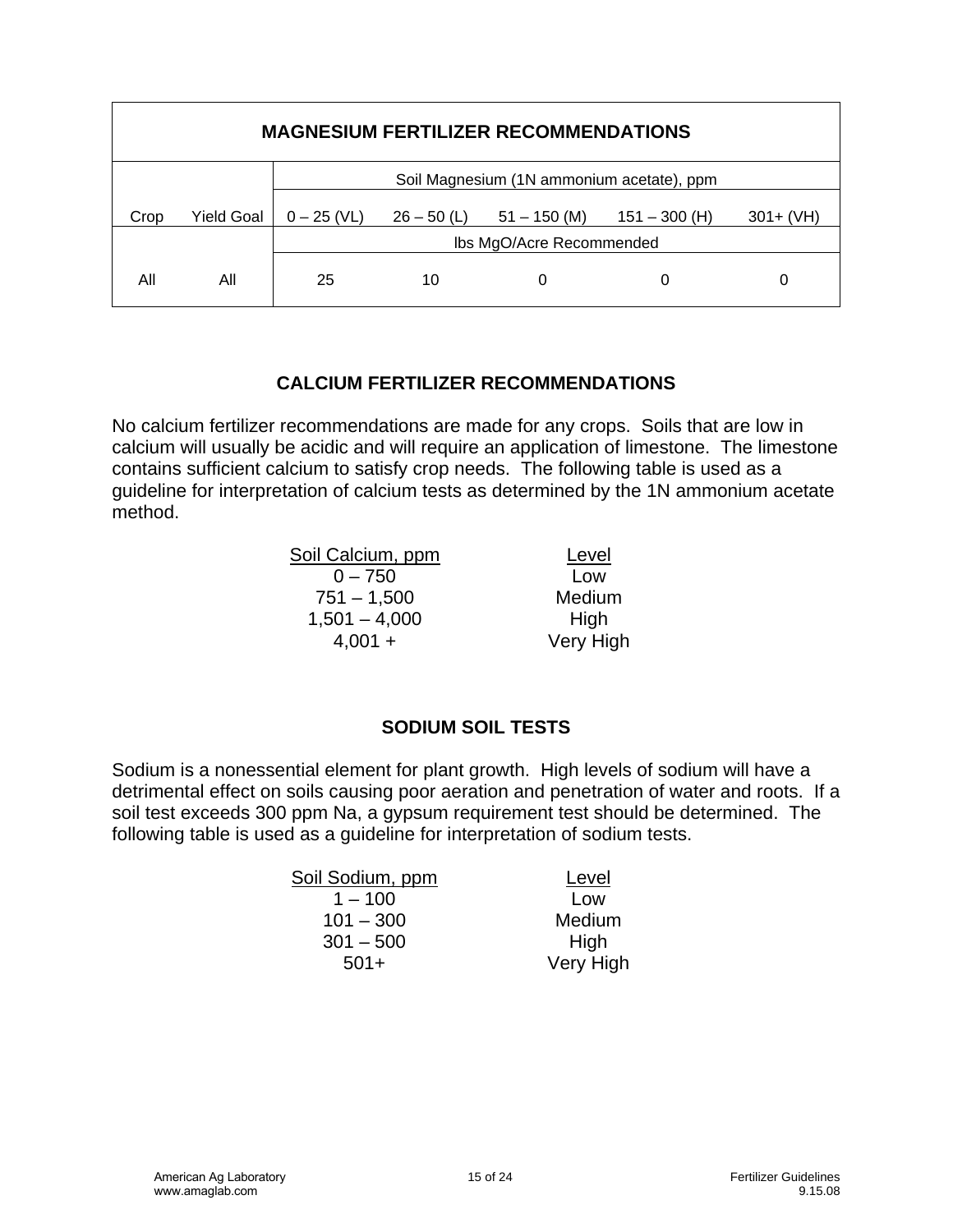## MAGNESIUM FERTILIZER RECOMMENDATIONS

| Crop | Yield Goal | Soil Magnesium (1N ammonium acetate), ppm | | | | |
|---|---|---|---|---|---|---|
| | | 0 – 25 (VL) | 26 – 50 (L) | 51 – 150 (M) | 151 – 300 (H) | 301+ (VH) |
| | | lbs MgO/Acre Recommended | | | | |
| All | All | 25 | 10 | 0 | 0 | 0 |

## CALCIUM FERTILIZER RECOMMENDATIONS

No calcium fertilizer recommendations are made for any crops. Soils that are low in calcium will usually be acidic and will require an application of limestone. The limestone contains sufficient calcium to satisfy crop needs. The following table is used as a guideline for interpretation of calcium tests as determined by the 1N ammonium acetate method.

| Soil Calcium, ppm | Level |
|---|---|
| 0 – 750 | Low |
| 751 – 1,500 | Medium |
| 1,501 – 4,000 | High |
| 4,001 + | Very High |

## SODIUM SOIL TESTS

Sodium is a nonessential element for plant growth. High levels of sodium will have a detrimental effect on soils causing poor aeration and penetration of water and roots. If a soil test exceeds 300 ppm Na, a gypsum requirement test should be determined. The following table is used as a guideline for interpretation of sodium tests.

| Soil Sodium, ppm | Level |
|---|---|
| 1 – 100 | Low |
| 101 – 300 | Medium |
| 301 – 500 | High |
| 501+ | Very High |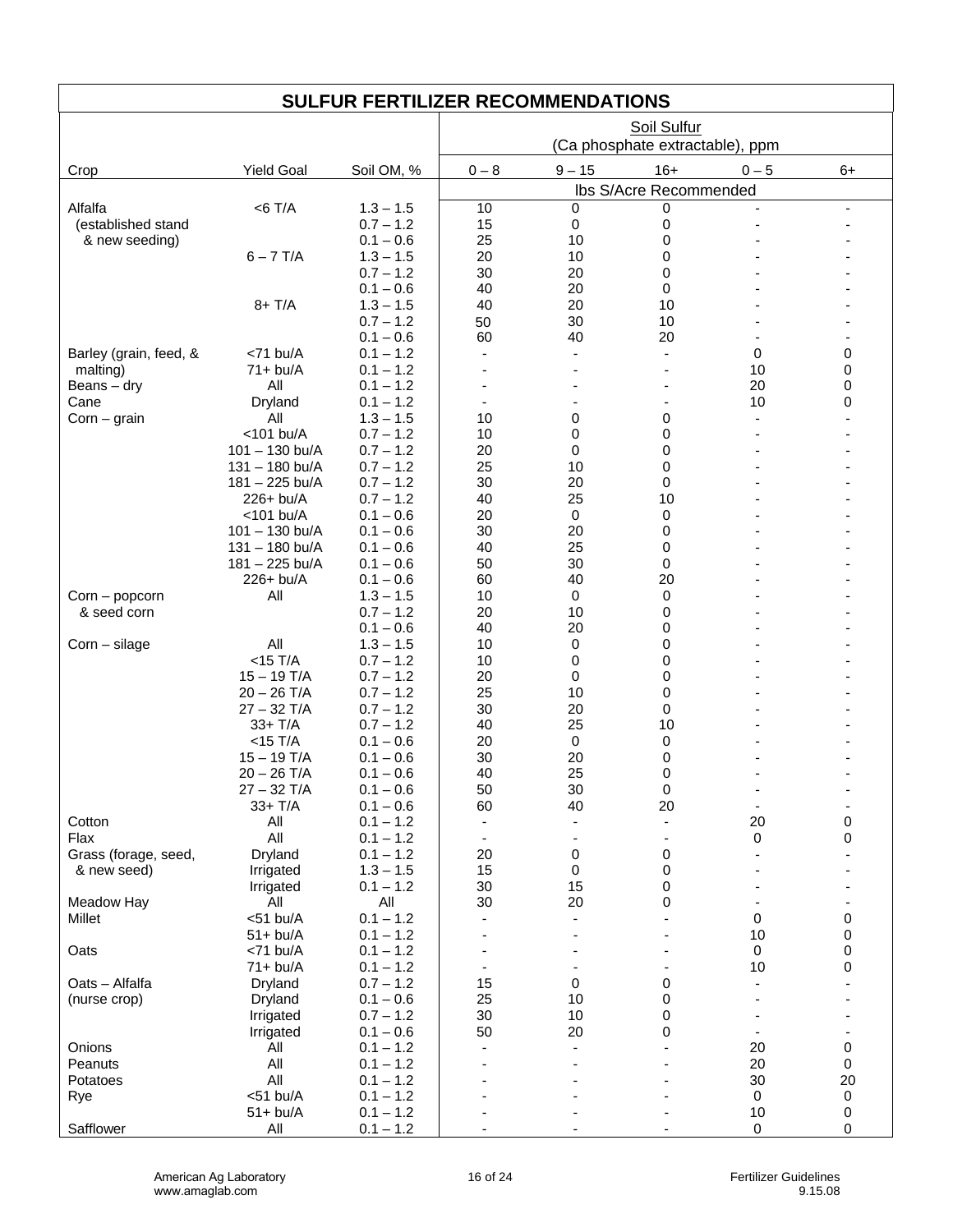# SULFUR FERTILIZER RECOMMENDATIONS

| | | | Soil Sulfur (Ca phosphate extractable), ppm | | | | |
|---|---|---|---|---|---|---|---|
| Crop | Yield Goal | Soil OM, % | 0 – 8 | 9 – 15 | 16+ | 0 – 5 | 6+ |
| | | | lbs S/Acre Recommended | | | | |
| Alfalfa | <6 T/A | 1.3 – 1.5 | 10 | 0 | 0 | - | - |
| (established stand | | 0.7 – 1.2 | 15 | 0 | 0 | - | - |
| & new seeding) | | 0.1 – 0.6 | 25 | 10 | 0 | - | - |
| | 6 – 7 T/A | 1.3 – 1.5 | 20 | 10 | 0 | - | - |
| | | 0.7 – 1.2 | 30 | 20 | 0 | - | - |
| | | 0.1 – 0.6 | 40 | 20 | 0 | - | - |
| | 8+ T/A | 1.3 – 1.5 | 40 | 20 | 10 | - | - |
| | | 0.7 – 1.2 | 50 | 30 | 10 | - | - |
| | | 0.1 – 0.6 | 60 | 40 | 20 | - | - |
| Barley (grain, feed, & | <71 bu/A | 0.1 – 1.2 | - | - | - | 0 | 0 |
| malting) | 71+ bu/A | 0.1 – 1.2 | - | - | - | 10 | 0 |
| Beans – dry | All | 0.1 – 1.2 | - | - | - | 20 | 0 |
| Cane | Dryland | 0.1 – 1.2 | - | - | - | 10 | 0 |
| Corn – grain | All | 1.3 – 1.5 | 10 | 0 | 0 | - | - |
| | <101 bu/A | 0.7 – 1.2 | 10 | 0 | 0 | - | - |
| | 101 – 130 bu/A | 0.7 – 1.2 | 20 | 0 | 0 | - | - |
| | 131 – 180 bu/A | 0.7 – 1.2 | 25 | 10 | 0 | - | - |
| | 181 – 225 bu/A | 0.7 – 1.2 | 30 | 20 | 0 | - | - |
| | 226+ bu/A | 0.7 – 1.2 | 40 | 25 | 10 | - | - |
| | <101 bu/A | 0.1 – 0.6 | 20 | 0 | 0 | - | - |
| | 101 – 130 bu/A | 0.1 – 0.6 | 30 | 20 | 0 | - | - |
| | 131 – 180 bu/A | 0.1 – 0.6 | 40 | 25 | 0 | - | - |
| | 181 – 225 bu/A | 0.1 – 0.6 | 50 | 30 | 0 | - | - |
| | 226+ bu/A | 0.1 – 0.6 | 60 | 40 | 20 | - | - |
| Corn – popcorn | All | 1.3 – 1.5 | 10 | 0 | 0 | - | - |
| & seed corn | | 0.7 – 1.2 | 20 | 10 | 0 | - | - |
| | | 0.1 – 0.6 | 40 | 20 | 0 | - | - |
| Corn – silage | All | 1.3 – 1.5 | 10 | 0 | 0 | - | - |
| | <15 T/A | 0.7 – 1.2 | 10 | 0 | 0 | - | - |
| | 15 – 19 T/A | 0.7 – 1.2 | 20 | 0 | 0 | - | - |
| | 20 – 26 T/A | 0.7 – 1.2 | 25 | 10 | 0 | - | - |
| | 27 – 32 T/A | 0.7 – 1.2 | 30 | 20 | 0 | - | - |
| | 33+ T/A | 0.7 – 1.2 | 40 | 25 | 10 | - | - |
| | <15 T/A | 0.1 – 0.6 | 20 | 0 | 0 | - | - |
| | 15 – 19 T/A | 0.1 – 0.6 | 30 | 20 | 0 | - | - |
| | 20 – 26 T/A | 0.1 – 0.6 | 40 | 25 | 0 | - | - |
| | 27 – 32 T/A | 0.1 – 0.6 | 50 | 30 | 0 | - | - |
| | 33+ T/A | 0.1 – 0.6 | 60 | 40 | 20 | - | - |
| Cotton | All | 0.1 – 1.2 | - | - | - | 20 | 0 |
| Flax | All | 0.1 – 1.2 | - | - | - | 0 | 0 |
| Grass (forage, seed, | Dryland | 0.1 – 1.2 | 20 | 0 | 0 | - | - |
| & new seed) | Irrigated | 1.3 – 1.5 | 15 | 0 | 0 | - | - |
| | Irrigated | 0.1 – 1.2 | 30 | 15 | 0 | - | - |
| Meadow Hay | All | All | 30 | 20 | 0 | - | - |
| Millet | <51 bu/A | 0.1 – 1.2 | - | - | - | 0 | 0 |
| | 51+ bu/A | 0.1 – 1.2 | - | - | - | 10 | 0 |
| Oats | <71 bu/A | 0.1 – 1.2 | - | - | - | 0 | 0 |
| | 71+ bu/A | 0.1 – 1.2 | - | - | - | 10 | 0 |
| Oats – Alfalfa | Dryland | 0.7 – 1.2 | 15 | 0 | 0 | - | - |
| (nurse crop) | Dryland | 0.1 – 0.6 | 25 | 10 | 0 | - | - |
| | Irrigated | 0.7 – 1.2 | 30 | 10 | 0 | - | - |
| | Irrigated | 0.1 – 0.6 | 50 | 20 | 0 | - | - |
| Onions | All | 0.1 – 1.2 | - | - | - | 20 | 0 |
| Peanuts | All | 0.1 – 1.2 | - | - | - | 20 | 0 |
| Potatoes | All | 0.1 – 1.2 | - | - | - | 30 | 20 |
| Rye | <51 bu/A | 0.1 – 1.2 | - | - | - | 0 | 0 |
| | 51+ bu/A | 0.1 – 1.2 | - | - | - | 10 | 0 |
| Safflower | All | 0.1 – 1.2 | - | - | - | 0 | 0 |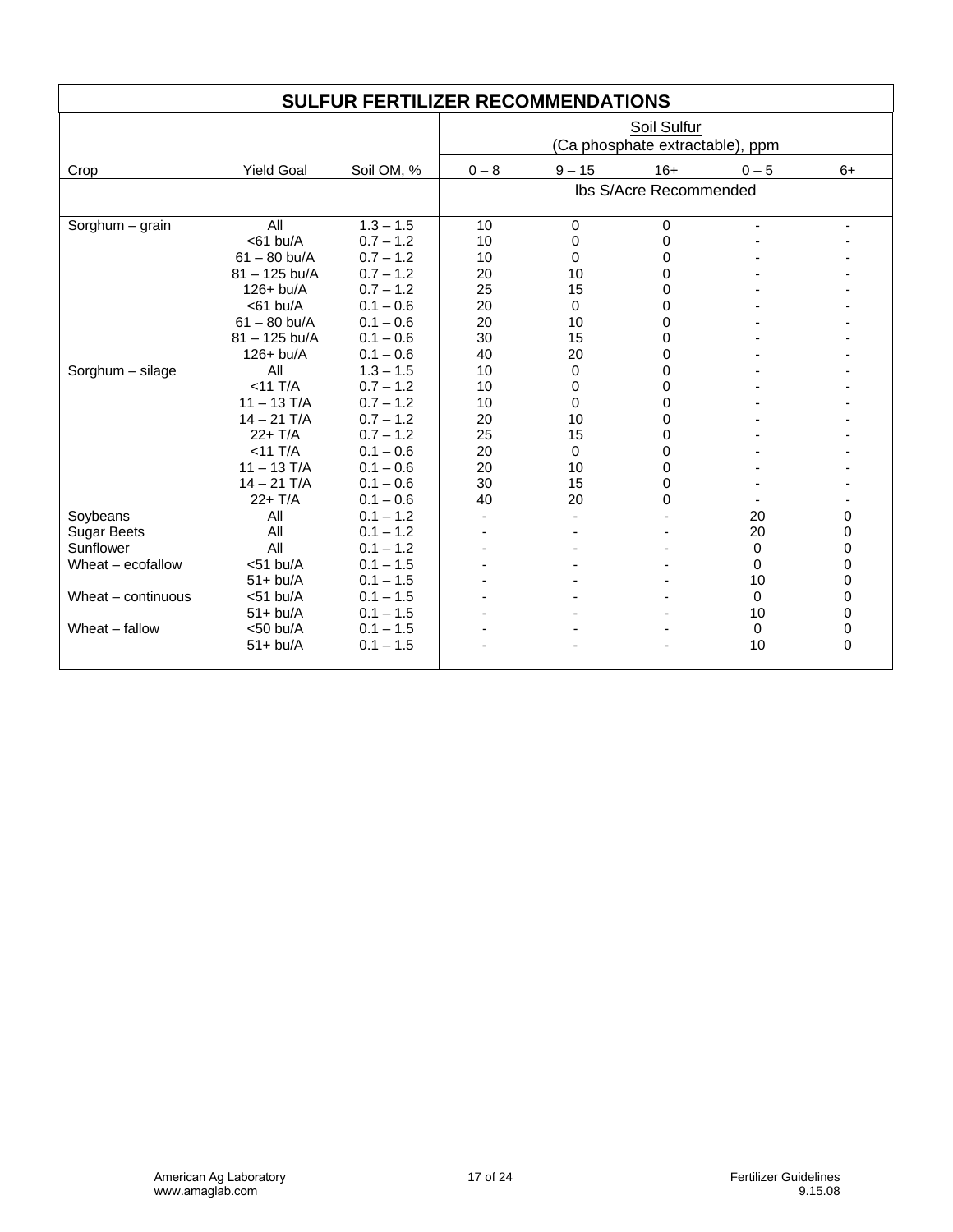## SULFUR FERTILIZER RECOMMENDATIONS

| Crop | Yield Goal | Soil OM, % | Soil Sulfur (Ca phosphate extractable), ppm | | | | |
|---|---|---|---|---|---|---|---|
| | | | 0 – 8 | 9 – 15 | 16+ | 0 – 5 | 6+ |
| | | | lbs S/Acre Recommended | | | | |
| Sorghum – grain | All | 1.3 – 1.5 | 10 | 0 | 0 | - | - |
| | <61 bu/A | 0.7 – 1.2 | 10 | 0 | 0 | - | - |
| | 61 – 80 bu/A | 0.7 – 1.2 | 10 | 0 | 0 | - | - |
| | 81 – 125 bu/A | 0.7 – 1.2 | 20 | 10 | 0 | - | - |
| | 126+ bu/A | 0.7 – 1.2 | 25 | 15 | 0 | - | - |
| | <61 bu/A | 0.1 – 0.6 | 20 | 0 | 0 | - | - |
| | 61 – 80 bu/A | 0.1 – 0.6 | 20 | 10 | 0 | - | - |
| | 81 – 125 bu/A | 0.1 – 0.6 | 30 | 15 | 0 | - | - |
| | 126+ bu/A | 0.1 – 0.6 | 40 | 20 | 0 | - | - |
| Sorghum – silage | All | 1.3 – 1.5 | 10 | 0 | 0 | - | - |
| | <11 T/A | 0.7 – 1.2 | 10 | 0 | 0 | - | - |
| | 11 – 13 T/A | 0.7 – 1.2 | 10 | 0 | 0 | - | - |
| | 14 – 21 T/A | 0.7 – 1.2 | 20 | 10 | 0 | - | - |
| | 22+ T/A | 0.7 – 1.2 | 25 | 15 | 0 | - | - |
| | <11 T/A | 0.1 – 0.6 | 20 | 0 | 0 | - | - |
| | 11 – 13 T/A | 0.1 – 0.6 | 20 | 10 | 0 | - | - |
| | 14 – 21 T/A | 0.1 – 0.6 | 30 | 15 | 0 | - | - |
| | 22+ T/A | 0.1 – 0.6 | 40 | 20 | 0 | - | - |
| Soybeans | All | 0.1 – 1.2 | - | - | - | 20 | 0 |
| Sugar Beets | All | 0.1 – 1.2 | - | - | - | 20 | 0 |
| Sunflower | All | 0.1 – 1.2 | - | - | - | 0 | 0 |
| Wheat – ecofallow | <51 bu/A | 0.1 – 1.5 | - | - | - | 0 | 0 |
| | 51+ bu/A | 0.1 – 1.5 | - | - | - | 10 | 0 |
| Wheat – continuous | <51 bu/A | 0.1 – 1.5 | - | - | - | 0 | 0 |
| | 51+ bu/A | 0.1 – 1.5 | - | - | - | 10 | 0 |
| Wheat – fallow | <50 bu/A | 0.1 – 1.5 | - | - | - | 0 | 0 |
| | 51+ bu/A | 0.1 – 1.5 | - | - | - | 10 | 0 |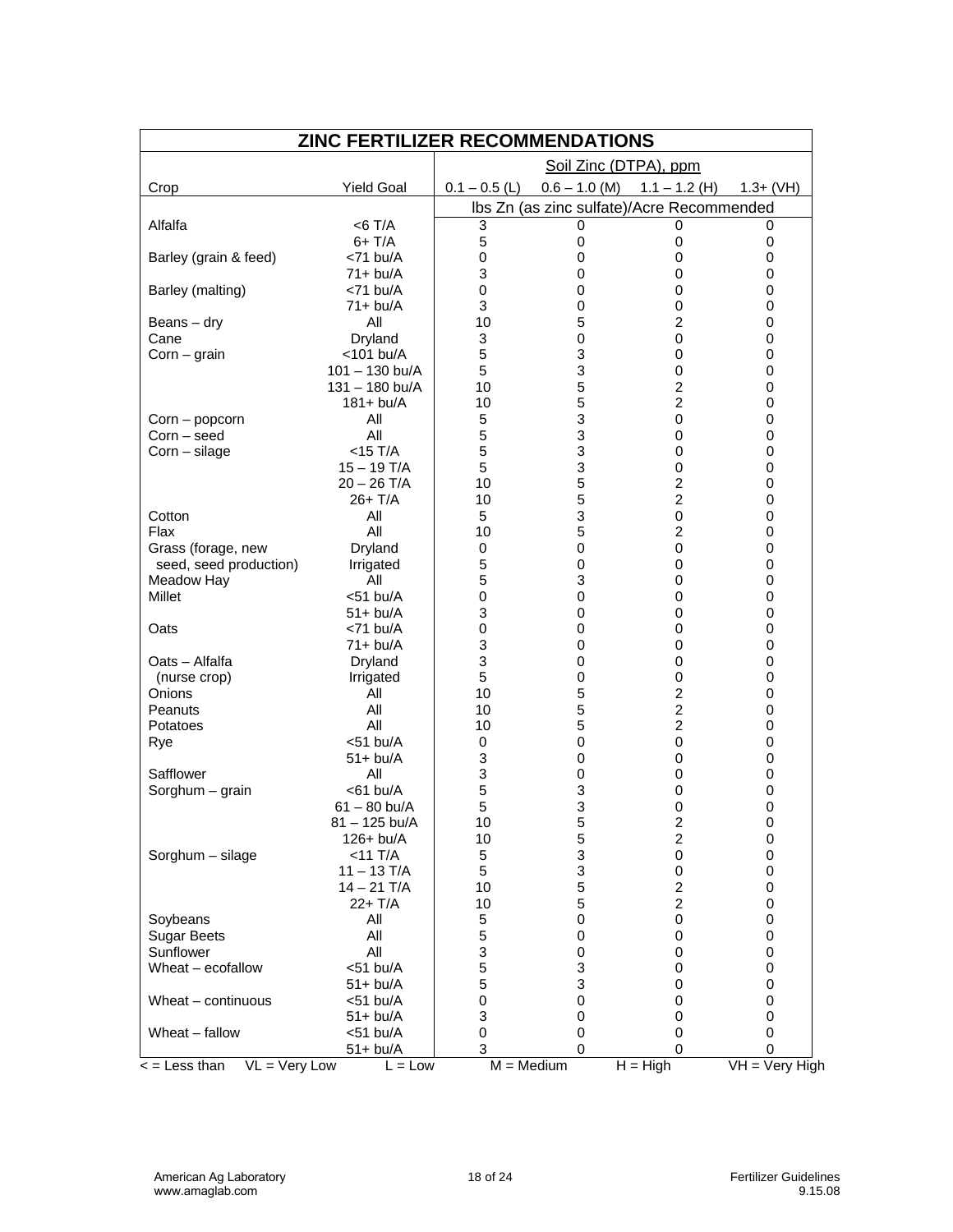## ZINC FERTILIZER RECOMMENDATIONS

| Crop | Yield Goal | Soil Zinc (DTPA), ppm | | | |
|---|---|---|---|---|---|
| | | 0.1 – 0.5 (L) | 0.6 – 1.0 (M) | 1.1 – 1.2 (H) | 1.3+ (VH) |
| | | lbs Zn (as zinc sulfate)/Acre Recommended | | | |
| Alfalfa | <6 T/A | 3 | 0 | 0 | 0 |
| | 6+ T/A | 5 | 0 | 0 | 0 |
| Barley (grain & feed) | <71 bu/A | 0 | 0 | 0 | 0 |
| | 71+ bu/A | 3 | 0 | 0 | 0 |
| Barley (malting) | <71 bu/A | 0 | 0 | 0 | 0 |
| | 71+ bu/A | 3 | 0 | 0 | 0 |
| Beans – dry | All | 10 | 5 | 2 | 0 |
| Cane | Dryland | 3 | 0 | 0 | 0 |
| Corn – grain | <101 bu/A | 5 | 3 | 0 | 0 |
| | 101 – 130 bu/A | 5 | 3 | 0 | 0 |
| | 131 – 180 bu/A | 10 | 5 | 2 | 0 |
| | 181+ bu/A | 10 | 5 | 2 | 0 |
| Corn – popcorn | All | 5 | 3 | 0 | 0 |
| Corn – seed | All | 5 | 3 | 0 | 0 |
| Corn – silage | <15 T/A | 5 | 3 | 0 | 0 |
| | 15 – 19 T/A | 5 | 3 | 0 | 0 |
| | 20 – 26 T/A | 10 | 5 | 2 | 0 |
| | 26+ T/A | 10 | 5 | 2 | 0 |
| Cotton | All | 5 | 3 | 0 | 0 |
| Flax | All | 10 | 5 | 2 | 0 |
| Grass (forage, new | Dryland | 0 | 0 | 0 | 0 |
| seed, seed production) | Irrigated | 5 | 0 | 0 | 0 |
| Meadow Hay | All | 5 | 3 | 0 | 0 |
| Millet | <51 bu/A | 0 | 0 | 0 | 0 |
| | 51+ bu/A | 3 | 0 | 0 | 0 |
| Oats | <71 bu/A | 0 | 0 | 0 | 0 |
| | 71+ bu/A | 3 | 0 | 0 | 0 |
| Oats – Alfalfa | Dryland | 3 | 0 | 0 | 0 |
| (nurse crop) | Irrigated | 5 | 0 | 0 | 0 |
| Onions | All | 10 | 5 | 2 | 0 |
| Peanuts | All | 10 | 5 | 2 | 0 |
| Potatoes | All | 10 | 5 | 2 | 0 |
| Rye | <51 bu/A | 0 | 0 | 0 | 0 |
| | 51+ bu/A | 3 | 0 | 0 | 0 |
| Safflower | All | 3 | 0 | 0 | 0 |
| Sorghum – grain | <61 bu/A | 5 | 3 | 0 | 0 |
| | 61 – 80 bu/A | 5 | 3 | 0 | 0 |
| | 81 – 125 bu/A | 10 | 5 | 2 | 0 |
| | 126+ bu/A | 10 | 5 | 2 | 0 |
| Sorghum – silage | <11 T/A | 5 | 3 | 0 | 0 |
| | 11 – 13 T/A | 5 | 3 | 0 | 0 |
| | 14 – 21 T/A | 10 | 5 | 2 | 0 |
| | 22+ T/A | 10 | 5 | 2 | 0 |
| Soybeans | All | 5 | 0 | 0 | 0 |
| Sugar Beets | All | 5 | 0 | 0 | 0 |
| Sunflower | All | 3 | 0 | 0 | 0 |
| Wheat – ecofallow | <51 bu/A | 5 | 3 | 0 | 0 |
| | 51+ bu/A | 5 | 3 | 0 | 0 |
| Wheat – continuous | <51 bu/A | 0 | 0 | 0 | 0 |
| | 51+ bu/A | 3 | 0 | 0 | 0 |
| Wheat – fallow | <51 bu/A | 0 | 0 | 0 | 0 |
| | 51+ bu/A | 3 | 0 | 0 | 0 |

< = Less than VL = Very Low L = Low M = Medium H = High VH = Very High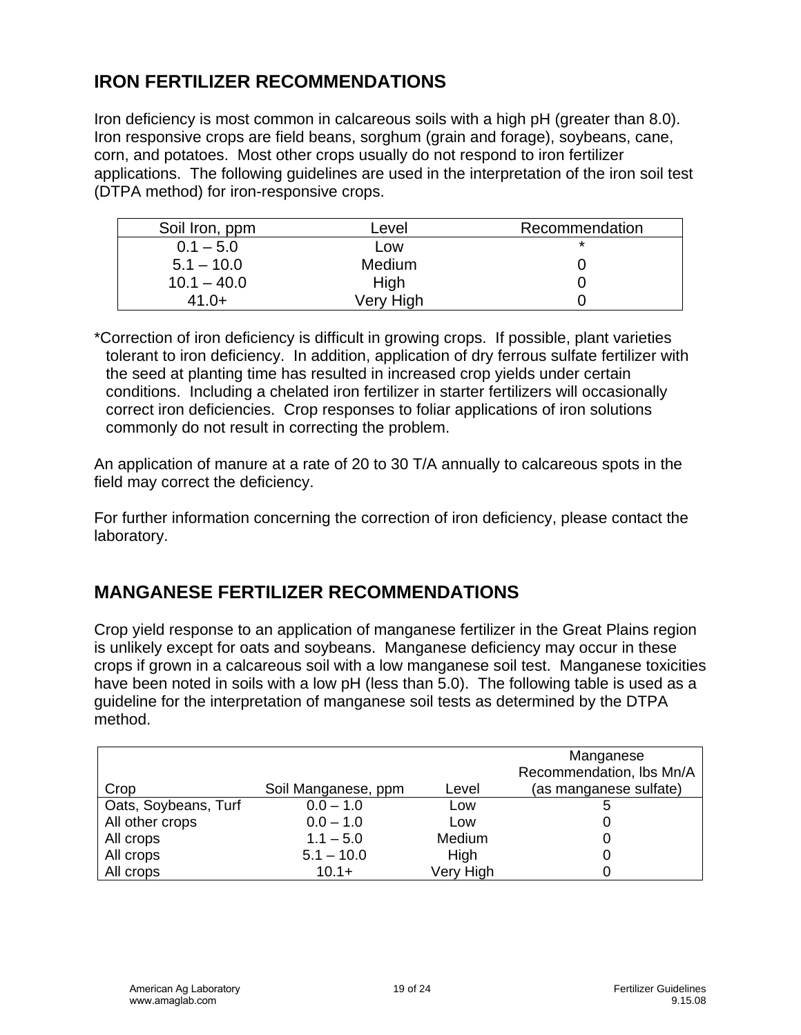## IRON FERTILIZER RECOMMENDATIONS

Iron deficiency is most common in calcareous soils with a high pH (greater than 8.0). Iron responsive crops are field beans, sorghum (grain and forage), soybeans, cane, corn, and potatoes. Most other crops usually do not respond to iron fertilizer applications. The following guidelines are used in the interpretation of the iron soil test (DTPA method) for iron-responsive crops.

| Soil Iron, ppm | Level | Recommendation |
|---|---|---|
| 0.1 – 5.0 | Low | * |
| 5.1 – 10.0 | Medium | 0 |
| 10.1 – 40.0 | High | 0 |
| 41.0+ | Very High | 0 |

*Correction of iron deficiency is difficult in growing crops. If possible, plant varieties tolerant to iron deficiency. In addition, application of dry ferrous sulfate fertilizer with the seed at planting time has resulted in increased crop yields under certain conditions. Including a chelated iron fertilizer in starter fertilizers will occasionally correct iron deficiencies. Crop responses to foliar applications of iron solutions commonly do not result in correcting the problem.

An application of manure at a rate of 20 to 30 T/A annually to calcareous spots in the field may correct the deficiency.

For further information concerning the correction of iron deficiency, please contact the laboratory.

## MANGANESE FERTILIZER RECOMMENDATIONS

Crop yield response to an application of manganese fertilizer in the Great Plains region is unlikely except for oats and soybeans. Manganese deficiency may occur in these crops if grown in a calcareous soil with a low manganese soil test. Manganese toxicities have been noted in soils with a low pH (less than 5.0). The following table is used as a guideline for the interpretation of manganese soil tests as determined by the DTPA method.

| Crop | Soil Manganese, ppm | Level | Manganese Recommendation, lbs Mn/A (as manganese sulfate) |
|---|---|---|---|
| Oats, Soybeans, Turf | 0.0 – 1.0 | Low | 5 |
| All other crops | 0.0 – 1.0 | Low | 0 |
| All crops | 1.1 – 5.0 | Medium | 0 |
| All crops | 5.1 – 10.0 | High | 0 |
| All crops | 10.1+ | Very High | 0 |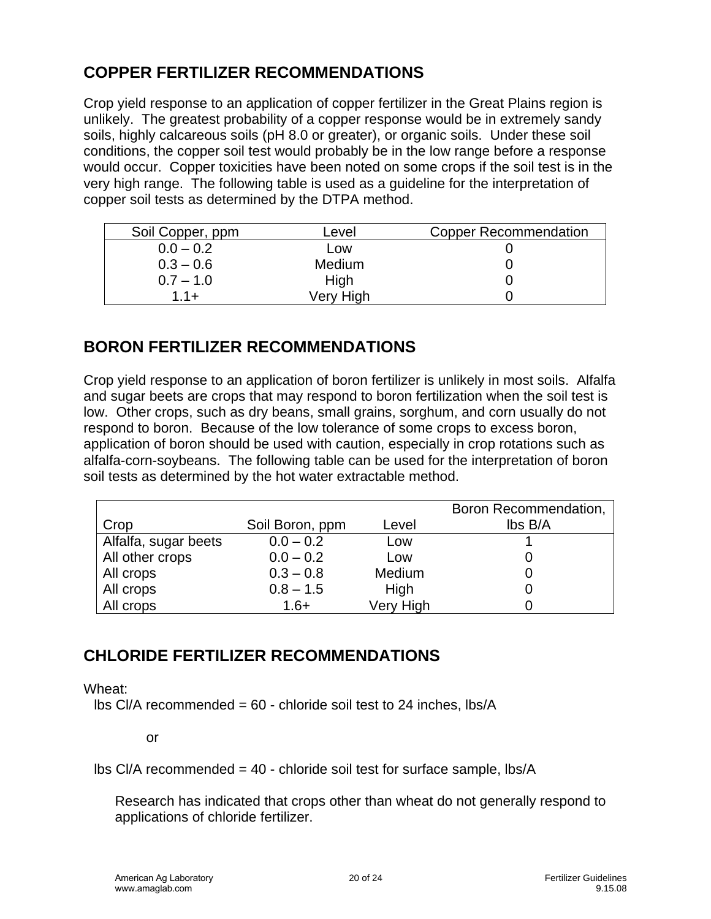## COPPER FERTILIZER RECOMMENDATIONS

Crop yield response to an application of copper fertilizer in the Great Plains region is unlikely. The greatest probability of a copper response would be in extremely sandy soils, highly calcareous soils (pH 8.0 or greater), or organic soils. Under these soil conditions, the copper soil test would probably be in the low range before a response would occur. Copper toxicities have been noted on some crops if the soil test is in the very high range. The following table is used as a guideline for the interpretation of copper soil tests as determined by the DTPA method.

| Soil Copper, ppm | Level | Copper Recommendation |
|---|---|---|
| 0.0 – 0.2 | Low | 0 |
| 0.3 – 0.6 | Medium | 0 |
| 0.7 – 1.0 | High | 0 |
| 1.1+ | Very High | 0 |

## BORON FERTILIZER RECOMMENDATIONS

Crop yield response to an application of boron fertilizer is unlikely in most soils. Alfalfa and sugar beets are crops that may respond to boron fertilization when the soil test is low. Other crops, such as dry beans, small grains, sorghum, and corn usually do not respond to boron. Because of the low tolerance of some crops to excess boron, application of boron should be used with caution, especially in crop rotations such as alfalfa-corn-soybeans. The following table can be used for the interpretation of boron soil tests as determined by the hot water extractable method.

| Crop | Soil Boron, ppm | Level | Boron Recommendation, lbs B/A |
|---|---|---|---|
| Alfalfa, sugar beets | 0.0 – 0.2 | Low | 1 |
| All other crops | 0.0 – 0.2 | Low | 0 |
| All crops | 0.3 – 0.8 | Medium | 0 |
| All crops | 0.8 – 1.5 | High | 0 |
| All crops | 1.6+ | Very High | 0 |

## CHLORIDE FERTILIZER RECOMMENDATIONS

Wheat:

lbs Cl/A recommended = 60 - chloride soil test to 24 inches, lbs/A

or

lbs Cl/A recommended = 40 - chloride soil test for surface sample, lbs/A

Research has indicated that crops other than wheat do not generally respond to applications of chloride fertilizer.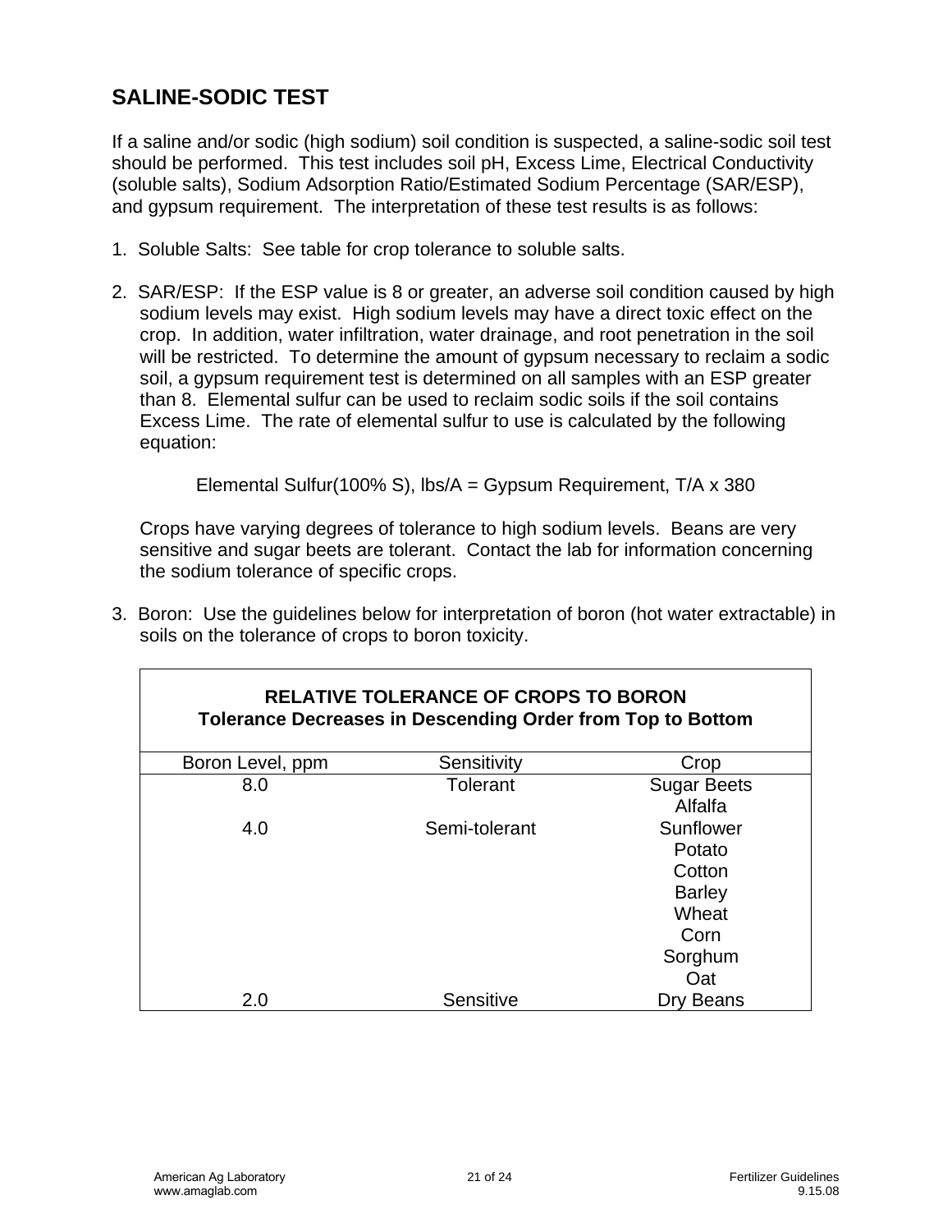## SALINE-SODIC TEST

If a saline and/or sodic (high sodium) soil condition is suspected, a saline-sodic soil test should be performed. This test includes soil pH, Excess Lime, Electrical Conductivity (soluble salts), Sodium Adsorption Ratio/Estimated Sodium Percentage (SAR/ESP), and gypsum requirement. The interpretation of these test results is as follows:

1. Soluble Salts: See table for crop tolerance to soluble salts.

2. SAR/ESP: If the ESP value is 8 or greater, an adverse soil condition caused by high sodium levels may exist. High sodium levels may have a direct toxic effect on the crop. In addition, water infiltration, water drainage, and root penetration in the soil will be restricted. To determine the amount of gypsum necessary to reclaim a sodic soil, a gypsum requirement test is determined on all samples with an ESP greater than 8. Elemental sulfur can be used to reclaim sodic soils if the soil contains Excess Lime. The rate of elemental sulfur to use is calculated by the following equation:

   Elemental Sulfur(100% S), lbs/A = Gypsum Requirement, T/A x 380

   Crops have varying degrees of tolerance to high sodium levels. Beans are very sensitive and sugar beets are tolerant. Contact the lab for information concerning the sodium tolerance of specific crops.

3. Boron: Use the guidelines below for interpretation of boron (hot water extractable) in soils on the tolerance of crops to boron toxicity.

**RELATIVE TOLERANCE OF CROPS TO BORON**
**Tolerance Decreases in Descending Order from Top to Bottom**

| Boron Level, ppm | Sensitivity | Crop |
|---|---|---|
| 8.0 | Tolerant | Sugar Beets |
| | | Alfalfa |
| 4.0 | Semi-tolerant | Sunflower |
| | | Potato |
| | | Cotton |
| | | Barley |
| | | Wheat |
| | | Corn |
| | | Sorghum |
| | | Oat |
| 2.0 | Sensitive | Dry Beans |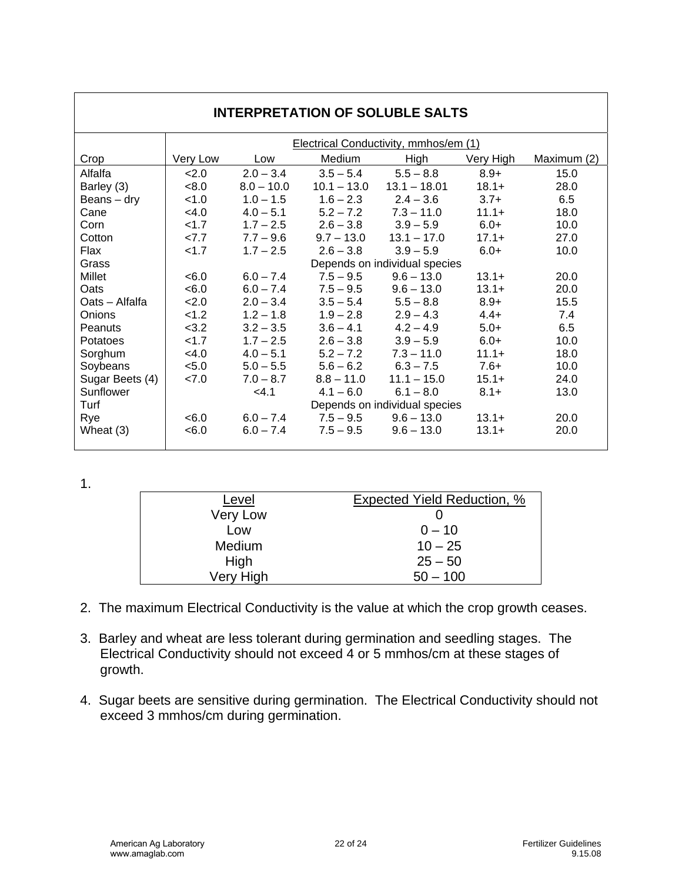## INTERPRETATION OF SOLUBLE SALTS

| Crop | Electrical Conductivity, mmhos/em (1) | | | | | |
|---|---|---|---|---|---|---|
| | Very Low | Low | Medium | High | Very High | Maximum (2) |
| Alfalfa | <2.0 | 2.0 – 3.4 | 3.5 – 5.4 | 5.5 – 8.8 | 8.9+ | 15.0 |
| Barley (3) | <8.0 | 8.0 – 10.0 | 10.1 – 13.0 | 13.1 – 18.01 | 18.1+ | 28.0 |
| Beans – dry | <1.0 | 1.0 – 1.5 | 1.6 – 2.3 | 2.4 – 3.6 | 3.7+ | 6.5 |
| Cane | <4.0 | 4.0 – 5.1 | 5.2 – 7.2 | 7.3 – 11.0 | 11.1+ | 18.0 |
| Corn | <1.7 | 1.7 – 2.5 | 2.6 – 3.8 | 3.9 – 5.9 | 6.0+ | 10.0 |
| Cotton | <7.7 | 7.7 – 9.6 | 9.7 – 13.0 | 13.1 – 17.0 | 17.1+ | 27.0 |
| Flax | <1.7 | 1.7 – 2.5 | 2.6 – 3.8 | 3.9 – 5.9 | 6.0+ | 10.0 |
| Grass | Depends on individual species | | | | | |
| Millet | <6.0 | 6.0 – 7.4 | 7.5 – 9.5 | 9.6 – 13.0 | 13.1+ | 20.0 |
| Oats | <6.0 | 6.0 – 7.4 | 7.5 – 9.5 | 9.6 – 13.0 | 13.1+ | 20.0 |
| Oats – Alfalfa | <2.0 | 2.0 – 3.4 | 3.5 – 5.4 | 5.5 – 8.8 | 8.9+ | 15.5 |
| Onions | <1.2 | 1.2 – 1.8 | 1.9 – 2.8 | 2.9 – 4.3 | 4.4+ | 7.4 |
| Peanuts | <3.2 | 3.2 – 3.5 | 3.6 – 4.1 | 4.2 – 4.9 | 5.0+ | 6.5 |
| Potatoes | <1.7 | 1.7 – 2.5 | 2.6 – 3.8 | 3.9 – 5.9 | 6.0+ | 10.0 |
| Sorghum | <4.0 | 4.0 – 5.1 | 5.2 – 7.2 | 7.3 – 11.0 | 11.1+ | 18.0 |
| Soybeans | <5.0 | 5.0 – 5.5 | 5.6 – 6.2 | 6.3 – 7.5 | 7.6+ | 10.0 |
| Sugar Beets (4) | <7.0 | 7.0 – 8.7 | 8.8 – 11.0 | 11.1 – 15.0 | 15.1+ | 24.0 |
| Sunflower | | <4.1 | 4.1 – 6.0 | 6.1 – 8.0 | 8.1+ | 13.0 |
| Turf | Depends on individual species | | | | | |
| Rye | <6.0 | 6.0 – 7.4 | 7.5 – 9.5 | 9.6 – 13.0 | 13.1+ | 20.0 |
| Wheat (3) | <6.0 | 6.0 – 7.4 | 7.5 – 9.5 | 9.6 – 13.0 | 13.1+ | 20.0 |

1.

| Level | Expected Yield Reduction, % |
|---|---|
| Very Low | 0 |
| Low | 0 – 10 |
| Medium | 10 – 25 |
| High | 25 – 50 |
| Very High | 50 – 100 |

2. The maximum Electrical Conductivity is the value at which the crop growth ceases.

3. Barley and wheat are less tolerant during germination and seedling stages. The Electrical Conductivity should not exceed 4 or 5 mmhos/cm at these stages of growth.

4. Sugar beets are sensitive during germination. The Electrical Conductivity should not exceed 3 mmhos/cm during germination.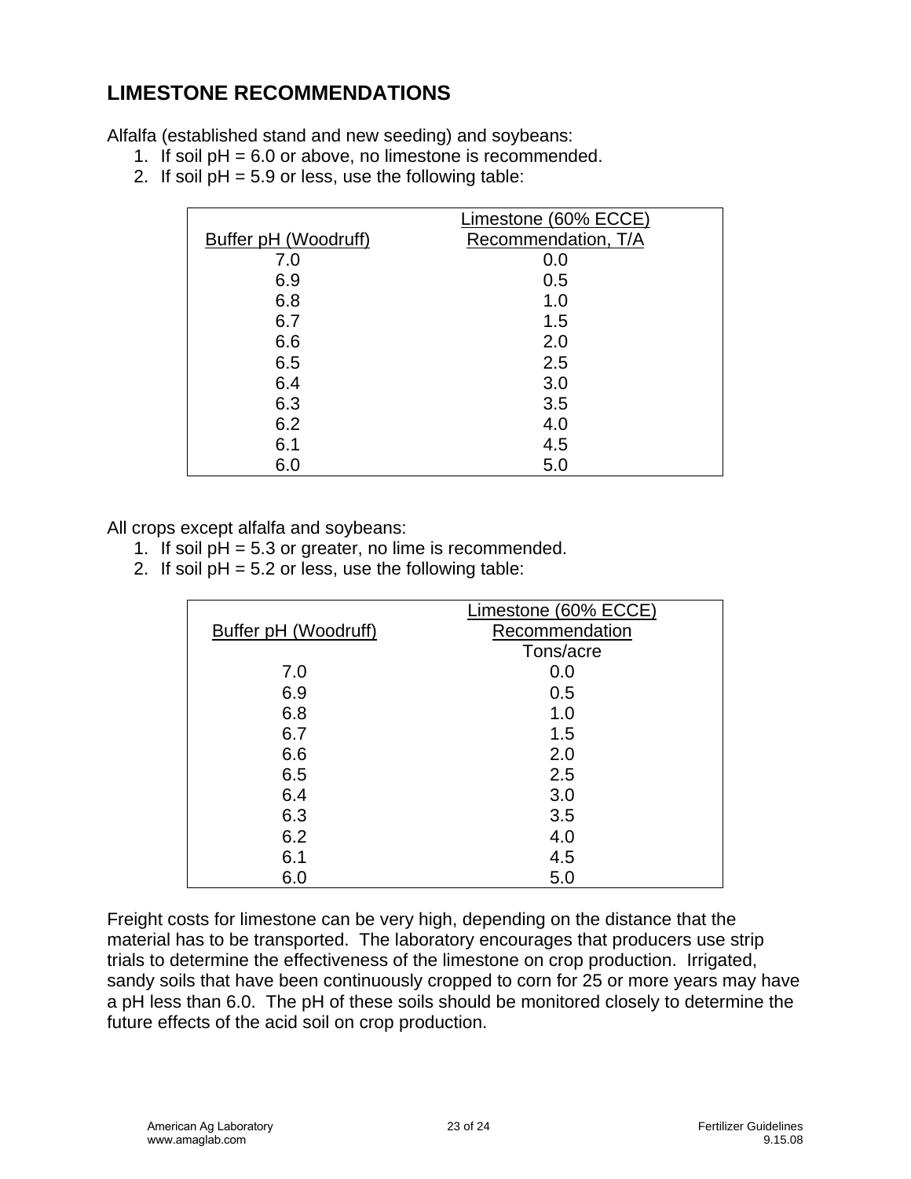## LIMESTONE RECOMMENDATIONS

Alfalfa (established stand and new seeding) and soybeans:

1. If soil pH = 6.0 or above, no limestone is recommended.
2. If soil pH = 5.9 or less, use the following table:

| Buffer pH (Woodruff) | Limestone (60% ECCE) Recommendation, T/A |
|---|---|
| 7.0 | 0.0 |
| 6.9 | 0.5 |
| 6.8 | 1.0 |
| 6.7 | 1.5 |
| 6.6 | 2.0 |
| 6.5 | 2.5 |
| 6.4 | 3.0 |
| 6.3 | 3.5 |
| 6.2 | 4.0 |
| 6.1 | 4.5 |
| 6.0 | 5.0 |

All crops except alfalfa and soybeans:

1. If soil pH = 5.3 or greater, no lime is recommended.
2. If soil pH = 5.2 or less, use the following table:

| Buffer pH (Woodruff) | Limestone (60% ECCE) Recommendation Tons/acre |
|---|---|
| 7.0 | 0.0 |
| 6.9 | 0.5 |
| 6.8 | 1.0 |
| 6.7 | 1.5 |
| 6.6 | 2.0 |
| 6.5 | 2.5 |
| 6.4 | 3.0 |
| 6.3 | 3.5 |
| 6.2 | 4.0 |
| 6.1 | 4.5 |
| 6.0 | 5.0 |

Freight costs for limestone can be very high, depending on the distance that the material has to be transported. The laboratory encourages that producers use strip trials to determine the effectiveness of the limestone on crop production. Irrigated, sandy soils that have been continuously cropped to corn for 25 or more years may have a pH less than 6.0. The pH of these soils should be monitored closely to determine the future effects of the acid soil on crop production.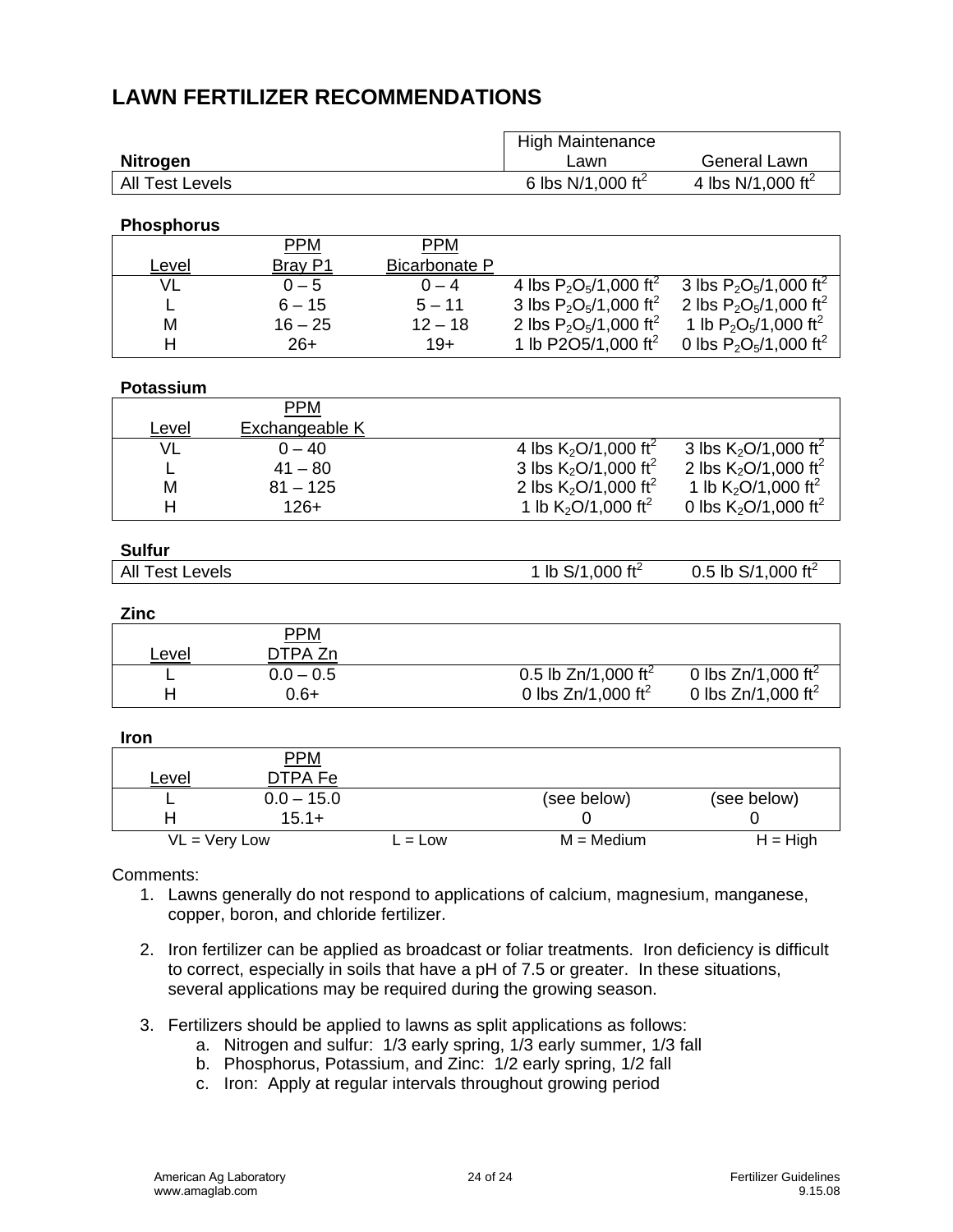# LAWN FERTILIZER RECOMMENDATIONS

| **Nitrogen** | High Maintenance Lawn | General Lawn |
|---|---|---|
| All Test Levels | 6 lbs N/1,000 ft$^2$ | 4 lbs N/1,000 ft$^2$ |

**Phosphorus**

| Level | PPM Bray P1 | PPM Bicarbonate P | | |
|---|---|---|---|---|
| VL | 0 – 5 | 0 – 4 | 4 lbs $P_2O_5$/1,000 ft$^2$ | 3 lbs $P_2O_5$/1,000 ft$^2$ |
| L | 6 – 15 | 5 – 11 | 3 lbs $P_2O_5$/1,000 ft$^2$ | 2 lbs $P_2O_5$/1,000 ft$^2$ |
| M | 16 – 25 | 12 – 18 | 2 lbs $P_2O_5$/1,000 ft$^2$ | 1 lb $P_2O_5$/1,000 ft$^2$ |
| H | 26+ | 19+ | 1 lb P2O5/1,000 ft$^2$ | 0 lbs $P_2O_5$/1,000 ft$^2$ |

**Potassium**

| Level | PPM Exchangeable K | | |
|---|---|---|---|
| VL | 0 – 40 | 4 lbs $K_2O$/1,000 ft$^2$ | 3 lbs $K_2O$/1,000 ft$^2$ |
| L | 41 – 80 | 3 lbs $K_2O$/1,000 ft$^2$ | 2 lbs $K_2O$/1,000 ft$^2$ |
| M | 81 – 125 | 2 lbs $K_2O$/1,000 ft$^2$ | 1 lb $K_2O$/1,000 ft$^2$ |
| H | 126+ | 1 lb $K_2O$/1,000 ft$^2$ | 0 lbs $K_2O$/1,000 ft$^2$ |

**Sulfur**

| | | |
|---|---|---|
| All Test Levels | 1 lb S/1,000 ft$^2$ | 0.5 lb S/1,000 ft$^2$ |

**Zinc**

| Level | PPM DTPA Zn | | |
|---|---|---|---|
| L | 0.0 – 0.5 | 0.5 lb Zn/1,000 ft$^2$ | 0 lbs Zn/1,000 ft$^2$ |
| H | 0.6+ | 0 lbs Zn/1,000 ft$^2$ | 0 lbs Zn/1,000 ft$^2$ |

**Iron**

| Level | PPM DTPA Fe | | |
|---|---|---|---|
| L | 0.0 – 15.0 | (see below) | (see below) |
| H | 15.1+ | 0 | 0 |

VL = Very Low  L = Low  M = Medium  H = High

Comments:

1. Lawns generally do not respond to applications of calcium, magnesium, manganese, copper, boron, and chloride fertilizer.

2. Iron fertilizer can be applied as broadcast or foliar treatments. Iron deficiency is difficult to correct, especially in soils that have a pH of 7.5 or greater. In these situations, several applications may be required during the growing season.

3. Fertilizers should be applied to lawns as split applications as follows:
   a. Nitrogen and sulfur: 1/3 early spring, 1/3 early summer, 1/3 fall
   b. Phosphorus, Potassium, and Zinc: 1/2 early spring, 1/2 fall
   c. Iron: Apply at regular intervals throughout growing period